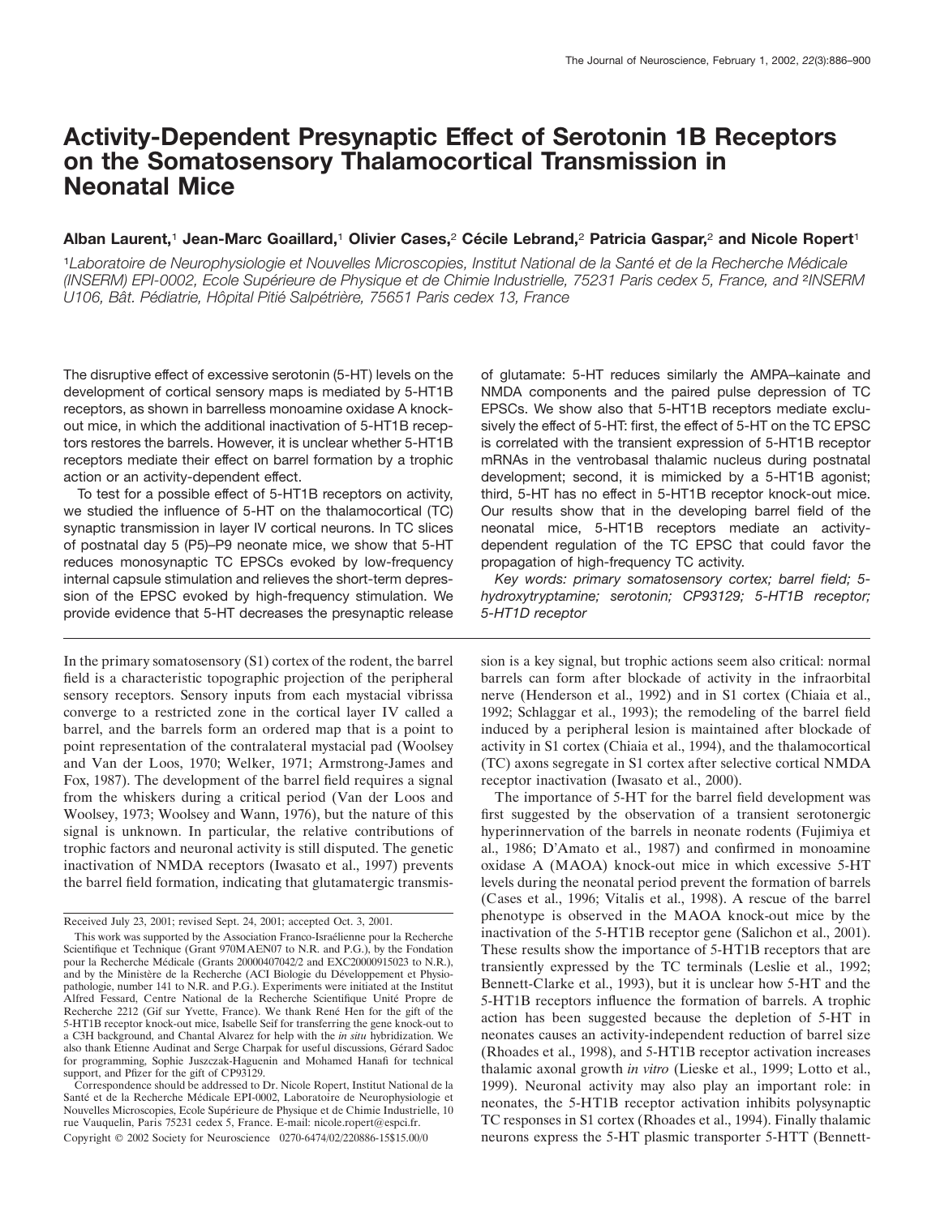# Activity-Dependent Presynaptic Effect of Serotonin 1B Receptors on the Somatosensory Thalamocortical Transmission in Neonatal Mice

**Alban Laurent,[1] Jean-Marc Goaillard,[1] Olivier Cases,[2] Cécile Lebrand,[2] Patricia Gaspar,[2] and Nicole Ropert[1]**

[1]*Laboratoire de Neurophysiologie et Nouvelles Microscopies, Institut National de la Santé et de la Recherche Médicale (INSERM) EPI-0002, Ecole Supérieure de Physique et de Chimie Industrielle, 75231 Paris cedex 5, France, and* [2]*INSERM U106, Bât. Pédiatrie, Hôpital Pitié Salpétrière, 75651 Paris cedex 13, France*

The disruptive effect of excessive serotonin (5-HT) levels on the development of cortical sensory maps is mediated by 5-HT1B receptors, as shown in barrelless monoamine oxidase A knock-out mice, in which the additional inactivation of 5-HT1B receptors restores the barrels. However, it is unclear whether 5-HT1B receptors mediate their effect on barrel formation by a trophic action or an activity-dependent effect.

To test for a possible effect of 5-HT1B receptors on activity, we studied the influence of 5-HT on the thalamocortical (TC) synaptic transmission in layer IV cortical neurons. In TC slices of postnatal day 5 (P5)–P9 neonate mice, we show that 5-HT reduces monosynaptic TC EPSCs evoked by low-frequency internal capsule stimulation and relieves the short-term depression of the EPSC evoked by high-frequency stimulation. We provide evidence that 5-HT decreases the presynaptic release of glutamate: 5-HT reduces similarly the AMPA–kainate and NMDA components and the paired pulse depression of TC EPSCs. We show also that 5-HT1B receptors mediate exclusively the effect of 5-HT: first, the effect of 5-HT on the TC EPSC is correlated with the transient expression of 5-HT1B receptor mRNAs in the ventrobasal thalamic nucleus during postnatal development; second, it is mimicked by a 5-HT1B agonist; third, 5-HT has no effect in 5-HT1B receptor knock-out mice. Our results show that in the developing barrel field of the neonatal mice, 5-HT1B receptors mediate an activity-dependent regulation of the TC EPSC that could favor the propagation of high-frequency TC activity.

*Key words: primary somatosensory cortex; barrel field; 5-hydroxytryptamine; serotonin; CP93129; 5-HT1B receptor; 5-HT1D receptor*

In the primary somatosensory (S1) cortex of the rodent, the barrel field is a characteristic topographic projection of the peripheral sensory receptors. Sensory inputs from each mystacial vibrissa converge to a restricted zone in the cortical layer IV called a barrel, and the barrels form an ordered map that is a point to point representation of the contralateral mystacial pad (Woolsey and Van der Loos, 1970; Welker, 1971; Armstrong-James and Fox, 1987). The development of the barrel field requires a signal from the whiskers during a critical period (Van der Loos and Woolsey, 1973; Woolsey and Wann, 1976), but the nature of this signal is unknown. In particular, the relative contributions of trophic factors and neuronal activity is still disputed. The genetic inactivation of NMDA receptors (Iwasato et al., 1997) prevents the barrel field formation, indicating that glutamatergic transmission is a key signal, but trophic actions seem also critical: normal barrels can form after blockade of activity in the infraorbital nerve (Henderson et al., 1992) and in S1 cortex (Chiaia et al., 1992; Schlaggar et al., 1993); the remodeling of the barrel field induced by a peripheral lesion is maintained after blockade of activity in S1 cortex (Chiaia et al., 1994), and the thalamocortical (TC) axons segregate in S1 cortex after selective cortical NMDA receptor inactivation (Iwasato et al., 2000).

The importance of 5-HT for the barrel field development was first suggested by the observation of a transient serotonergic hyperinnervation of the barrels in neonate rodents (Fujimiya et al., 1986; D'Amato et al., 1987) and confirmed in monoamine oxidase A (MAOA) knock-out mice in which excessive 5-HT levels during the neonatal period prevent the formation of barrels (Cases et al., 1996; Vitalis et al., 1998). A rescue of the barrel phenotype is observed in the MAOA knock-out mice by the inactivation of the 5-HT1B receptor gene (Salichon et al., 2001). These results show the importance of 5-HT1B receptors that are transiently expressed by the TC terminals (Leslie et al., 1992; Bennett-Clarke et al., 1993), but it is unclear how 5-HT and the 5-HT1B receptors influence the formation of barrels. A trophic action has been suggested because the depletion of 5-HT in neonates causes an activity-independent reduction of barrel size (Rhoades et al., 1998), and 5-HT1B receptor activation increases thalamic axonal growth *in vitro* (Lieske et al., 1999; Lotto et al., 1999). Neuronal activity may also play an important role: in neonates, the 5-HT1B receptor activation inhibits polysynaptic TC responses in S1 cortex (Rhoades et al., 1994). Finally thalamic neurons express the 5-HT plasmic transporter 5-HTT (Bennett-

Received July 23, 2001; revised Sept. 24, 2001; accepted Oct. 3, 2001.

This work was supported by the Association Franco-Israélienne pour la Recherche Scientifique et Technique (Grant 970MAEN07 to N.R. and P.G.), by the Fondation pour la Recherche Médicale (Grants 20000407042/2 and EXC20000915023 to N.R.), and by the Ministère de la Recherche (ACI Biologie du Développement et Physiopathologie, number 141 to N.R. and P.G.). Experiments were initiated at the Institut Alfred Fessard, Centre National de la Recherche Scientifique Unité Propre de Recherche 2212 (Gif sur Yvette, France). We thank René Hen for the gift of the 5-HT1B receptor knock-out mice, Isabelle Seif for transferring the gene knock-out to a C3H background, and Chantal Alvarez for help with the *in situ* hybridization. We also thank Etienne Audinat and Serge Charpak for useful discussions, Gérard Sadoc for programming, Sophie Juszczak-Haguenin and Mohamed Hanafi for technical support, and Pfizer for the gift of CP93129.

Correspondence should be addressed to Dr. Nicole Ropert, Institut National de la Santé et de la Recherche Médicale EPI-0002, Laboratoire de Neurophysiologie et Nouvelles Microscopies, Ecole Supérieure de Physique et de Chimie Industrielle, 10 rue Vauquelin, Paris 75231 cedex 5, France. E-mail: nicole.ropert@espci.fr.

Copyright © 2002 Society for Neuroscience 0270-6474/02/220886-15$15.00/0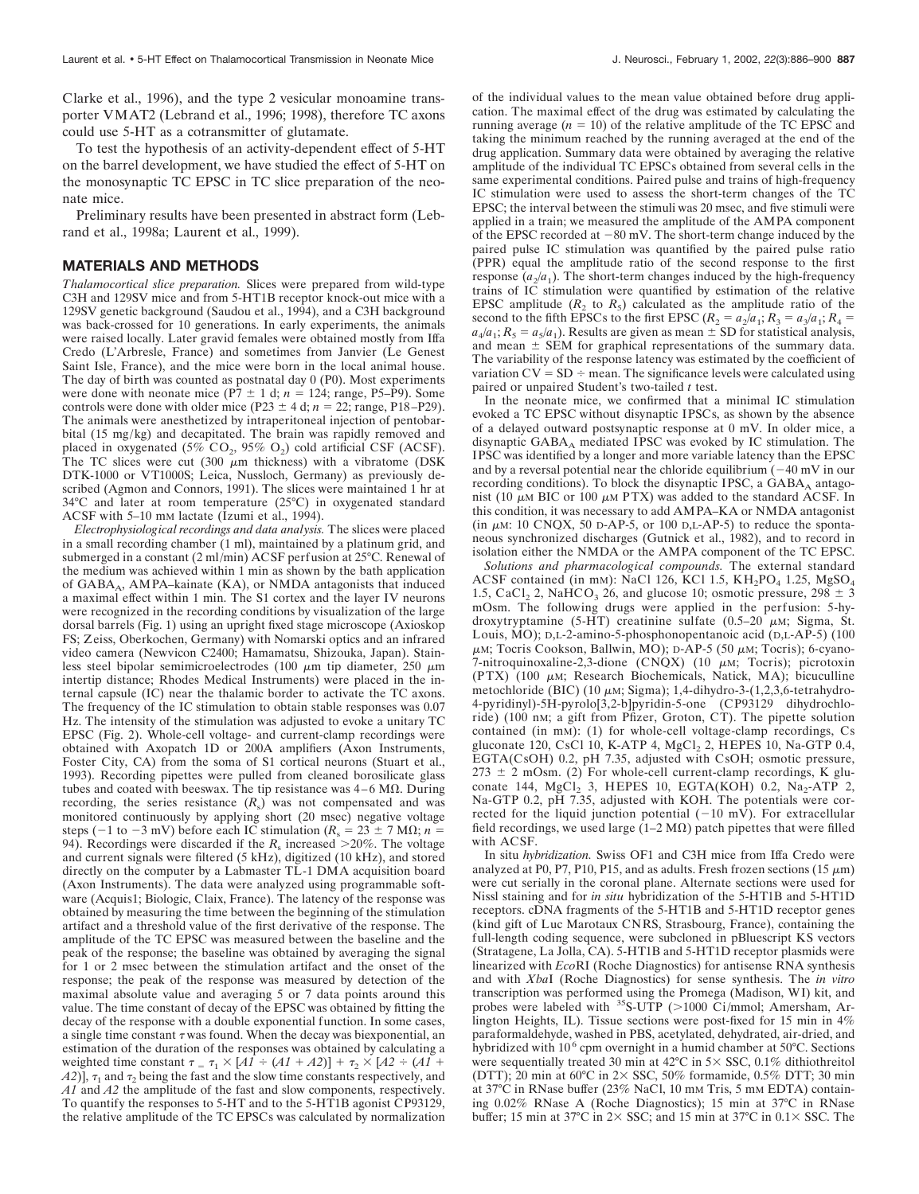Clarke et al., 1996), and the type 2 vesicular monoamine transporter VMAT2 (Lebrand et al., 1996; 1998), therefore TC axons could use 5-HT as a cotransmitter of glutamate.

To test the hypothesis of an activity-dependent effect of 5-HT on the barrel development, we have studied the effect of 5-HT on the monosynaptic TC EPSC in TC slice preparation of the neonate mice.

Preliminary results have been presented in abstract form (Lebrand et al., 1998a; Laurent et al., 1999).

## MATERIALS AND METHODS

*Thalamocortical slice preparation.* Slices were prepared from wild-type C3H and 129SV mice and from 5-HT1B receptor knock-out mice with a 129SV genetic background (Saudou et al., 1994), and a C3H background was back-crossed for 10 generations. In early experiments, the animals were raised locally. Later gravid females were obtained mostly from Iffa Credo (L'Arbresle, France) and sometimes from Janvier (Le Genest Saint Isle, France), and the mice were born in the local animal house. The day of birth was counted as postnatal day 0 (P0). Most experiments were done with neonate mice (P7 ± 1 d; $n = 124$; range, P5–P9). Some controls were done with older mice (P23 ± 4 d; $n = 22$; range, P18–P29). The animals were anesthetized by intraperitoneal injection of pentobarbital (15 mg/kg) and decapitated. The brain was rapidly removed and placed in oxygenated (5% $CO_2$, 95% $O_2$) cold artificial CSF (ACSF). The TC slices were cut (300 μm thickness) with a vibratome (DSK DTK-1000 or VT1000S; Leica, Nussloch, Germany) as previously described (Agmon and Connors, 1991). The slices were maintained 1 hr at 34°C and later at room temperature (25°C) in oxygenated standard ACSF with 5–10 mM lactate (Izumi et al., 1994).

*Electrophysiological recordings and data analysis.* The slices were placed in a small recording chamber (1 ml), maintained by a platinum grid, and submerged in a constant (2 ml/min) ACSF perfusion at 25°C. Renewal of the medium was achieved within 1 min as shown by the bath application of $GABA_A$, AMPA–kainate (KA), or NMDA antagonists that induced a maximal effect within 1 min. The S1 cortex and the layer IV neurons were recognized in the recording conditions by visualization of the large dorsal barrels (Fig. 1) using an upright fixed stage microscope (Axioskop FS; Zeiss, Oberkochen, Germany) with Nomarski optics and an infrared video camera (Newvicon C2400; Hamamatsu, Shizouka, Japan). Stainless steel bipolar semimicroelectrodes (100 μm tip diameter, 250 μm intertip distance; Rhodes Medical Instruments) were placed in the internal capsule (IC) near the thalamic border to activate the TC axons. The frequency of the IC stimulation to obtain stable responses was 0.07 Hz. The intensity of the stimulation was adjusted to evoke a unitary TC EPSC (Fig. 2). Whole-cell voltage- and current-clamp recordings were obtained with Axopatch 1D or 200A amplifiers (Axon Instruments, Foster City, CA) from the soma of S1 cortical neurons (Stuart et al., 1993). Recording pipettes were pulled from cleaned borosilicate glass tubes and coated with beeswax. The tip resistance was 4–6 MΩ. During recording, the series resistance ($R_s$) was not compensated and was monitored continuously by applying short (20 msec) negative voltage steps (−1 to −3 mV) before each IC stimulation ($R_s = 23 \pm 7$ MΩ; $n = 94$). Recordings were discarded if the $R_s$ increased >20%. The voltage and current signals were filtered (5 kHz), digitized (10 kHz), and stored directly on the computer by a Labmaster TL-1 DMA acquisition board (Axon Instruments). The data were analyzed using programmable software (Acquis1; Biologic, Claix, France). The latency of the response was obtained by measuring the time between the beginning of the stimulation artifact and a threshold value of the first derivative of the response. The amplitude of the TC EPSC was measured between the baseline and the peak of the response; the baseline was obtained by averaging the signal for 1 or 2 msec between the stimulation artifact and the onset of the response; the peak of the response was measured by detection of the maximal absolute value and averaging 5 or 7 data points around this value. The time constant of decay of the EPSC was obtained by fitting the decay of the response with a double exponential function. In some cases, a single time constant τ was found. When the decay was biexponential, an estimation of the duration of the responses was obtained by calculating a weighted time constant $\tau = \tau_1 \times [A1 \div (A1 + A2)] + \tau_2 \times [A2 \div (A1 + A2)]$, $\tau_1$ and $\tau_2$ being the fast and the slow time constants respectively, and $A1$ and $A2$ the amplitude of the fast and slow components, respectively. To quantify the responses to 5-HT and to the 5-HT1B agonist CP93129, the relative amplitude of the TC EPSCs was calculated by normalization of the individual values to the mean value obtained before drug application. The maximal effect of the drug was estimated by calculating the running average ($n = 10$) of the relative amplitude of the TC EPSC and taking the minimum reached by the running averaged at the end of the drug application. Summary data were obtained by averaging the relative amplitude of the individual TC EPSCs obtained from several cells in the same experimental conditions. Paired pulse and trains of high-frequency IC stimulation were used to assess the short-term changes of the TC EPSC; the interval between the stimuli was 20 msec, and five stimuli were applied in a train; we measured the amplitude of the AMPA component of the EPSC recorded at −80 mV. The short-term change induced by the paired pulse IC stimulation was quantified by the paired pulse ratio (PPR) equal the amplitude ratio of the second response to the first response ($a_2/a_1$). The short-term changes induced by the high-frequency trains of IC stimulation were quantified by estimation of the relative EPSC amplitude ($R_2$ to $R_5$) calculated as the amplitude ratio of the second to the fifth EPSCs to the first EPSC ($R_2 = a_2/a_1$; $R_3 = a_3/a_1$; $R_4 = a_4/a_1$; $R_5 = a_5/a_1$). Results are given as mean ± SD for statistical analysis, and mean ± SEM for graphical representations of the summary data. The variability of the response latency was estimated by the coefficient of variation CV = SD ÷ mean. The significance levels were calculated using paired or unpaired Student's two-tailed *t* test.

In the neonate mice, we confirmed that a minimal IC stimulation evoked a TC EPSC without disynaptic IPSCs, as shown by the absence of a delayed outward postsynaptic response at 0 mV. In older mice, a disynaptic $GABA_A$ mediated IPSC was evoked by IC stimulation. The IPSC was identified by a longer and more variable latency than the EPSC and by a reversal potential near the chloride equilibrium (−40 mV in our recording conditions). To block the disynaptic IPSC, a $GABA_A$ antagonist (10 μM BIC or 100 μM PTX) was added to the standard ACSF. In this condition, it was necessary to add AMPA–KA or NMDA antagonist (in μM: 10 CNQX, 50 D-AP-5, or 100 D,L-AP-5) to reduce the spontaneous synchronized discharges (Gutnick et al., 1982), and to record in isolation either the NMDA or the AMPA component of the TC EPSC.

*Solutions and pharmacological compounds.* The external standard ACSF contained (in mM): NaCl 126, KCl 1.5, $KH_2PO_4$ 1.25, $MgSO_4$ 1.5, $CaCl_2$ 2, $NaHCO_3$ 26, and glucose 10; osmotic pressure, 298 ± 3 mOsm. The following drugs were applied in the perfusion: 5-hydroxytryptamine (5-HT) creatinine sulfate (0.5–20 μM; Sigma, St. Louis, MO); D,L-2-amino-5-phosphonopentanoic acid (D,L-AP-5) (100 μM; Tocris Cookson, Ballwin, MO); D-AP-5 (50 μM; Tocris); 6-cyano-7-nitroquinoxaline-2,3-dione (CNQX) (10 μM; Tocris); picrotoxin (PTX) (100 μM; Research Biochemicals, Natick, MA); bicuculline metochloride (BIC) (10 μM; Sigma); 1,4-dihydro-3-(1,2,3,6-tetrahydro-4-pyridinyl)-5H-pyrolo[3,2-b]pyridin-5-one (CP93129 dihydrochloride) (100 nM; a gift from Pfizer, Groton, CT). The pipette solution contained (in mM): (1) for whole-cell voltage-clamp recordings, Cs gluconate 120, CsCl 10, K-ATP 4, $MgCl_2$ 2, HEPES 10, Na-GTP 0.4, EGTA(CsOH) 0.2, pH 7.35, adjusted with CsOH; osmotic pressure, 273 ± 2 mOsm. (2) For whole-cell current-clamp recordings, K gluconate 144, $MgCl_2$ 3, HEPES 10, EGTA(KOH) 0.2, $Na_2$-ATP 2, Na-GTP 0.2, pH 7.35, adjusted with KOH. The potentials were corrected for the liquid junction potential (−10 mV). For extracellular field recordings, we used large (1–2 MΩ) patch pipettes that were filled with ACSF.

*In situ hybridization.* Swiss OF1 and C3H mice from Iffa Credo were analyzed at P0, P7, P10, P15, and as adults. Fresh frozen sections (15 μm) were cut serially in the coronal plane. Alternate sections were used for Nissl staining and for *in situ* hybridization of the 5-HT1B and 5-HT1D receptors. cDNA fragments of the 5-HT1B and 5-HT1D receptor genes (kind gift of Luc Marotaux CNRS, Strasbourg, France), containing the full-length coding sequence, were subcloned in pBluescript KS vectors (Stratagene, La Jolla, CA). 5-HT1B and 5-HT1D receptor plasmids were linearized with *Eco*RI (Roche Diagnostics) for antisense RNA synthesis and with *Xba*I (Roche Diagnostics) for sense synthesis. The *in vitro* transcription was performed using the Promega (Madison, WI) kit, and probes were labeled with $^{35}$S-UTP (>1000 Ci/mmol; Amersham, Arlington Heights, IL). Tissue sections were post-fixed for 15 min in 4% paraformaldehyde, washed in PBS, acetylated, dehydrated, air-dried, and hybridized with $10^6$ cpm overnight in a humid chamber at 50°C. Sections were sequentially treated 30 min at 42°C in 5× SSC, 0.1% dithiothreitol (DTT); 20 min at 60°C in 2× SSC, 50% formamide, 0.5% DTT; 30 min at 37°C in RNase buffer (23% NaCl, 10 mM Tris, 5 mM EDTA) containing 0.02% RNase A (Roche Diagnostics); 15 min at 37°C in RNase buffer; 15 min at 37°C in 2× SSC; and 15 min at 37°C in 0.1× SSC. The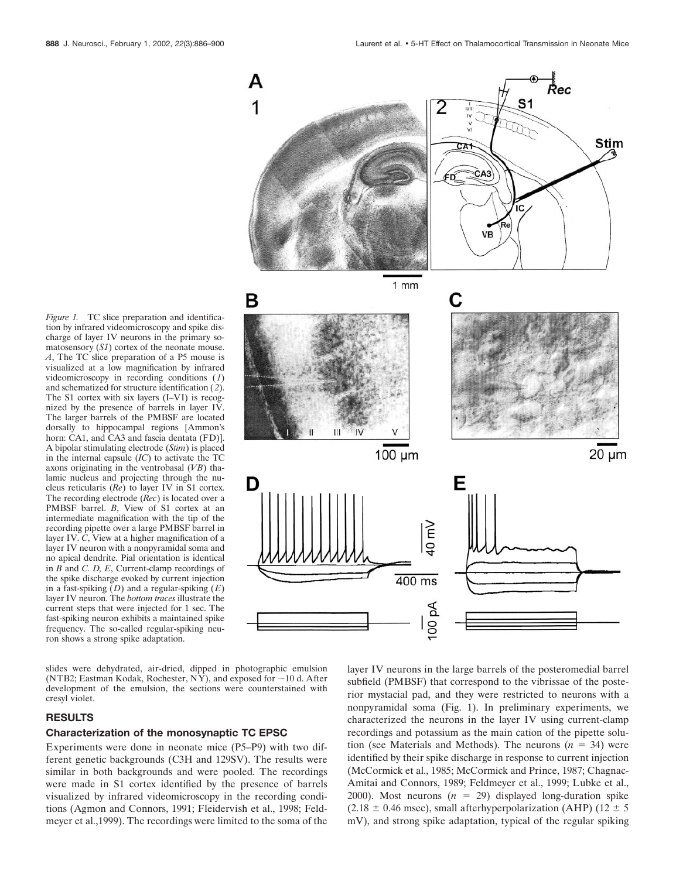*Figure 1.* TC slice preparation and identification by infrared videomicroscopy and spike discharge of layer IV neurons in the primary somatosensory (*S1*) cortex of the neonate mouse. *A*, The TC slice preparation of a P5 mouse is visualized at a low magnification by infrared videomicroscopy in recording conditions (*1*) and schematized for structure identification (*2*). The S1 cortex with six layers (I–VI) is recognized by the presence of barrels in layer IV. The larger barrels of the PMBSF are located dorsally to hippocampal regions [Ammon's horn: CA1, and CA3 and fascia dentata (FD)]. A bipolar stimulating electrode (*Stim*) is placed in the internal capsule (*IC*) to activate the TC axons originating in the ventrobasal (*VB*) thalamic nucleus and projecting through the nucleus reticularis (*Re*) to layer IV in S1 cortex. The recording electrode (*Rec*) is located over a PMBSF barrel. *B*, View of S1 cortex at an intermediate magnification with the tip of the recording pipette over a large PMBSF barrel in layer IV. *C*, View at a higher magnification of a layer IV neuron with a nonpyramidal soma and no apical dendrite. Pial orientation is identical in *B* and *C*. *D, E*, Current-clamp recordings of the spike discharge evoked by current injection in a fast-spiking (*D*) and a regular-spiking (*E*) layer IV neuron. The *bottom traces* illustrate the current steps that were injected for 1 sec. The fast-spiking neuron exhibits a maintained spike frequency. The so-called regular-spiking neuron shows a strong spike adaptation.

slides were dehydrated, air-dried, dipped in photographic emulsion (NTB2; Eastman Kodak, Rochester, NY), and exposed for ~10 d. After development of the emulsion, the sections were counterstained with cresyl violet.

## RESULTS

### Characterization of the monosynaptic TC EPSC

Experiments were done in neonate mice (P5–P9) with two different genetic backgrounds (C3H and 129SV). The results were similar in both backgrounds and were pooled. The recordings were made in S1 cortex identified by the presence of barrels visualized by infrared videomicroscopy in the recording conditions (Agmon and Connors, 1991; Fleidervish et al., 1998; Feldmeyer et al.,1999). The recordings were limited to the soma of the layer IV neurons in the large barrels of the posteromedial barrel subfield (PMBSF) that correspond to the vibrissae of the posterior mystacial pad, and they were restricted to neurons with a nonpyramidal soma (Fig. 1). In preliminary experiments, we characterized the neurons in the layer IV using current-clamp recordings and potassium as the main cation of the pipette solution (see Materials and Methods). The neurons ($n = 34$) were identified by their spike discharge in response to current injection (McCormick et al., 1985; McCormick and Prince, 1987; Chagnac-Amitai and Connors, 1989; Feldmeyer et al., 1999; Lubke et al., 2000). Most neurons ($n = 29$) displayed long-duration spike ($2.18 \pm 0.46$ msec), small afterhyperpolarization (AHP) ($12 \pm 5$ mV), and strong spike adaptation, typical of the regular spiking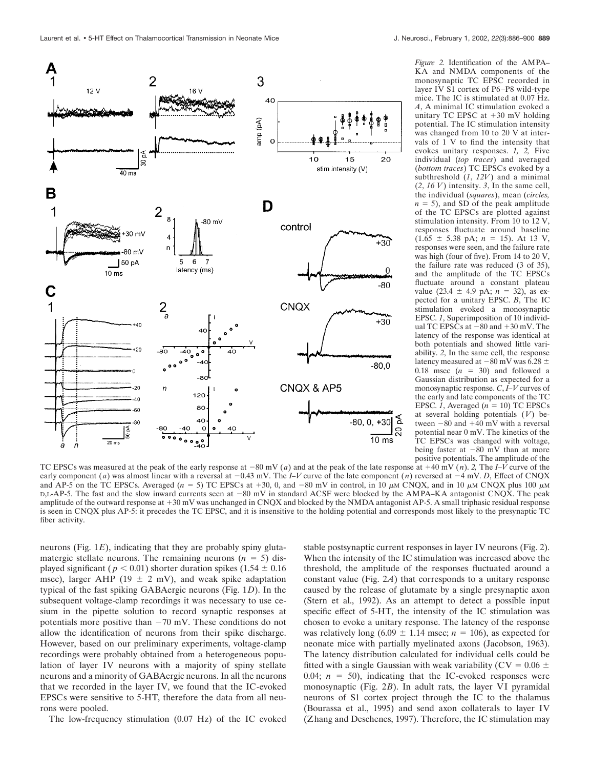*Figure 2.* Identification of the AMPA–KA and NMDA components of the monosynaptic TC EPSC recorded in layer IV S1 cortex of P6–P8 wild-type mice. The IC is stimulated at 0.07 Hz. *A*, A minimal IC stimulation evoked a unitary TC EPSC at +30 mV holding potential. The IC stimulation intensity was changed from 10 to 20 V at intervals of 1 V to find the intensity that evokes unitary responses. *1, 2,* Five individual (*top traces*) and averaged (*bottom traces*) TC EPSCs evoked by a subthreshold (*1*, *12V*) and a minimal (*2*, *16 V*) intensity. *3*, In the same cell, the individual (*squares*), mean (*circles,* $n = 5$), and SD of the peak amplitude of the TC EPSCs are plotted against stimulation intensity. From 10 to 12 V, responses fluctuate around baseline (1.65 ± 5.38 pA; $n = 15$). At 13 V, responses were seen, and the failure rate was high (four of five). From 14 to 20 V, the failure rate was reduced (3 of 35), and the amplitude of the TC EPSCs fluctuate around a constant plateau value (23.4 ± 4.9 pA; $n = 32$), as expected for a unitary EPSC. *B*, The IC stimulation evoked a monosynaptic EPSC. *1*, Superimposition of 10 individual TC EPSCs at −80 and +30 mV. The latency of the response was identical at both potentials and showed little variability. *2*, In the same cell, the response latency measured at −80 mV was 6.28 ± 0.18 msec ($n = 30$) and followed a Gaussian distribution as expected for a monosynaptic response. *C*, *I–V* curves of the early and late components of the TC EPSC. *1*, Averaged ($n = 10$) TC EPSCs at several holding potentials (*V*) between −80 and +40 mV with a reversal potential near 0 mV. The kinetics of the TC EPSCs was changed with voltage, being faster at −80 mV than at more positive potentials. The amplitude of the TC EPSCs was measured at the peak of the early response at −80 mV (*a*) and at the peak of the late response at +40 mV (*n*). *2,* The *I–V* curve of the early component (*a*) was almost linear with a reversal at −0.43 mV. The *I–V* curve of the late component (*n*) reversed at −4 mV. *D*, Effect of CNQX and AP-5 on the TC EPSCs. Averaged ($n = 5$) TC EPSCs at +30, 0, and −80 mV in control, in 10 μM CNQX, and in 10 μM CNQX plus 100 μM D,L-AP-5. The fast and the slow inward currents seen at −80 mV in standard ACSF were blocked by the AMPA–KA antagonist CNQX. The peak amplitude of the outward response at +30 mV was unchanged in CNQX and blocked by the NMDA antagonist AP-5. A small triphasic residual response is seen in CNQX plus AP-5: it precedes the TC EPSC, and it is insensitive to the holding potential and corresponds most likely to the presynaptic TC fiber activity.

neurons (Fig. 1*E*), indicating that they are probably spiny glutamatergic stellate neurons. The remaining neurons ($n = 5$) displayed significant ($p < 0.01$) shorter duration spikes (1.54 ± 0.16 msec), larger AHP (19 ± 2 mV), and weak spike adaptation typical of the fast spiking GABAergic neurons (Fig. 1*D*). In the subsequent voltage-clamp recordings it was necessary to use cesium in the pipette solution to record synaptic responses at potentials more positive than −70 mV. These conditions do not allow the identification of neurons from their spike discharge. However, based on our preliminary experiments, voltage-clamp recordings were probably obtained from a heterogeneous population of layer IV neurons with a majority of spiny stellate neurons and a minority of GABAergic neurons. In all the neurons that we recorded in the layer IV, we found that the IC-evoked EPSCs were sensitive to 5-HT, therefore the data from all neurons were pooled.

The low-frequency stimulation (0.07 Hz) of the IC evoked stable postsynaptic current responses in layer IV neurons (Fig. 2). When the intensity of the IC stimulation was increased above the threshold, the amplitude of the responses fluctuated around a constant value (Fig. 2*A*) that corresponds to a unitary response caused by the release of glutamate by a single presynaptic axon (Stern et al., 1992). As an attempt to detect a possible input specific effect of 5-HT, the intensity of the IC stimulation was chosen to evoke a unitary response. The latency of the response was relatively long (6.09 ± 1.14 msec; $n = 106$), as expected for neonate mice with partially myelinated axons (Jacobson, 1963). The latency distribution calculated for individual cells could be fitted with a single Gaussian with weak variability (CV = 0.06 ± 0.04; $n = 50$), indicating that the IC-evoked responses were monosynaptic (Fig. 2*B*). In adult rats, the layer VI pyramidal neurons of S1 cortex project through the IC to the thalamus (Bourassa et al., 1995) and send axon collaterals to layer IV (Zhang and Deschenes, 1997). Therefore, the IC stimulation may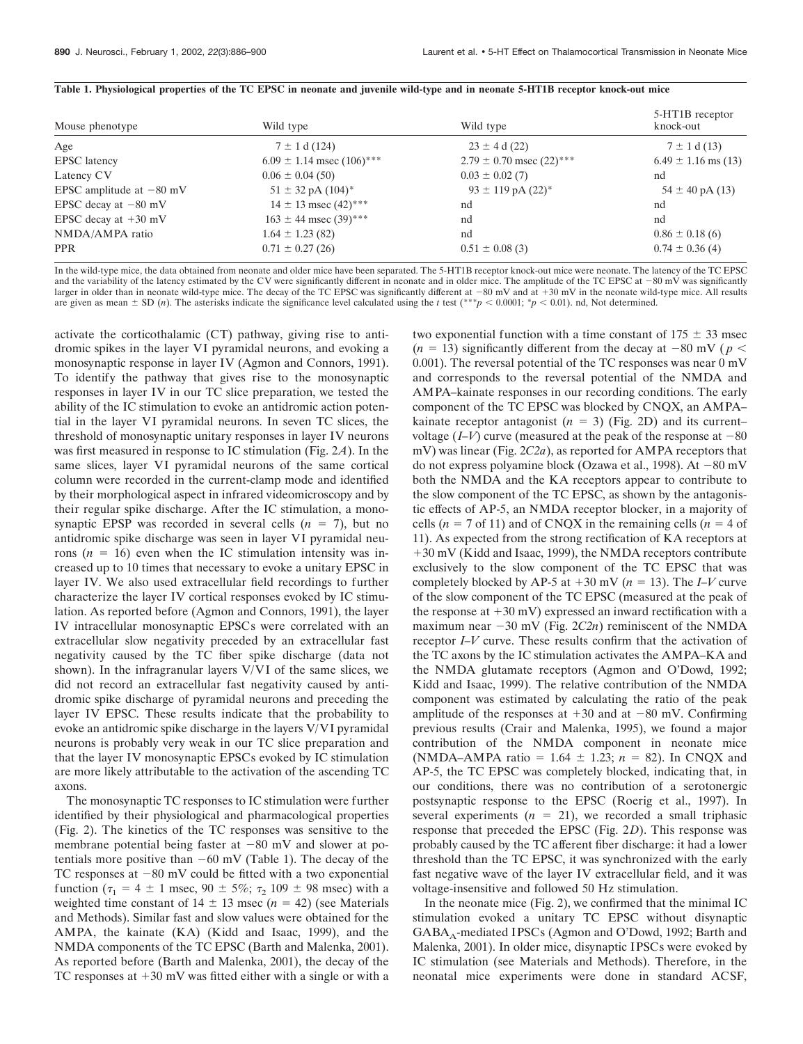**Table 1. Physiological properties of the TC EPSC in neonate and juvenile wild-type and in neonate 5-HT1B receptor knock-out mice**

| Mouse phenotype | Wild type | Wild type | 5-HT1B receptor knock-out |
|---|---|---|---|
| Age | 7 ± 1 d (124) | 23 ± 4 d (22) | 7 ± 1 d (13) |
| EPSC latency | 6.09 ± 1.14 msec (106)*** | 2.79 ± 0.70 msec (22)*** | 6.49 ± 1.16 ms (13) |
| Latency CV | 0.06 ± 0.04 (50) | 0.03 ± 0.02 (7) | nd |
| EPSC amplitude at −80 mV | 51 ± 32 pA (104)* | 93 ± 119 pA (22)* | 54 ± 40 pA (13) |
| EPSC decay at −80 mV | 14 ± 13 msec (42)*** | nd | nd |
| EPSC decay at +30 mV | 163 ± 44 msec (39)*** | nd | nd |
| NMDA/AMPA ratio | 1.64 ± 1.23 (82) | nd | 0.86 ± 0.18 (6) |
| PPR | 0.71 ± 0.27 (26) | 0.51 ± 0.08 (3) | 0.74 ± 0.36 (4) |

In the wild-type mice, the data obtained from neonate and older mice have been separated. The 5-HT1B receptor knock-out mice were neonate. The latency of the TC EPSC and the variability of the latency estimated by the CV were significantly different in neonate and in older mice. The amplitude of the TC EPSC at −80 mV was significantly larger in older than in neonate wild-type mice. The decay of the TC EPSC was significantly different at −80 mV and at +30 mV in the neonate wild-type mice. All results are given as mean ± SD (*n*). The asterisks indicate the significance level calculated using the *t* test (***$p < 0.0001$; *$p < 0.01$). nd, Not determined.

activate the corticothalamic (CT) pathway, giving rise to antidromic spikes in the layer VI pyramidal neurons, and evoking a monosynaptic response in layer IV (Agmon and Connors, 1991). To identify the pathway that gives rise to the monosynaptic responses in layer IV in our TC slice preparation, we tested the ability of the IC stimulation to evoke an antidromic action potential in the layer VI pyramidal neurons. In seven TC slices, the threshold of monosynaptic unitary responses in layer IV neurons was first measured in response to IC stimulation (Fig. 2*A*). In the same slices, layer VI pyramidal neurons of the same cortical column were recorded in the current-clamp mode and identified by their morphological aspect in infrared videomicroscopy and by their regular spike discharge. After the IC stimulation, a monosynaptic EPSP was recorded in several cells ($n = 7$), but no antidromic spike discharge was seen in layer VI pyramidal neurons ($n = 16$) even when the IC stimulation intensity was increased up to 10 times that necessary to evoke a unitary EPSC in layer IV. We also used extracellular field recordings to further characterize the layer IV cortical responses evoked by IC stimulation. As reported before (Agmon and Connors, 1991), the layer IV intracellular monosynaptic EPSCs were correlated with an extracellular slow negativity preceded by an extracellular fast negativity caused by the TC fiber spike discharge (data not shown). In the infragranular layers V/VI of the same slices, we did not record an extracellular fast negativity caused by antidromic spike discharge of pyramidal neurons and preceding the layer IV EPSC. These results indicate that the probability to evoke an antidromic spike discharge in the layers V/VI pyramidal neurons is probably very weak in our TC slice preparation and that the layer IV monosynaptic EPSCs evoked by IC stimulation are more likely attributable to the activation of the ascending TC axons.

The monosynaptic TC responses to IC stimulation were further identified by their physiological and pharmacological properties (Fig. 2). The kinetics of the TC responses was sensitive to the membrane potential being faster at −80 mV and slower at potentials more positive than −60 mV (Table 1). The decay of the TC responses at −80 mV could be fitted with a two exponential function ($\tau_1$ = 4 ± 1 msec, 90 ± 5%; $\tau_2$ 109 ± 98 msec) with a weighted time constant of 14 ± 13 msec ($n = 42$) (see Materials and Methods). Similar fast and slow values were obtained for the AMPA, the kainate (KA) (Kidd and Isaac, 1999), and the NMDA components of the TC EPSC (Barth and Malenka, 2001). As reported before (Barth and Malenka, 2001), the decay of the TC responses at +30 mV was fitted either with a single or with a two exponential function with a time constant of 175 ± 33 msec ($n = 13$) significantly different from the decay at −80 mV ($p < 0.001$). The reversal potential of the TC responses was near 0 mV and corresponds to the reversal potential of the NMDA and AMPA–kainate responses in our recording conditions. The early component of the TC EPSC was blocked by CNQX, an AMPA–kainate receptor antagonist ($n = 3$) (Fig. 2D) and its current–voltage (*I–V*) curve (measured at the peak of the response at −80 mV) was linear (Fig. 2*C2a*), as reported for AMPA receptors that do not express polyamine block (Ozawa et al., 1998). At −80 mV both the NMDA and the KA receptors appear to contribute to the slow component of the TC EPSC, as shown by the antagonistic effects of AP-5, an NMDA receptor blocker, in a majority of cells ($n = 7$ of 11) and of CNQX in the remaining cells ($n = 4$ of 11). As expected from the strong rectification of KA receptors at +30 mV (Kidd and Isaac, 1999), the NMDA receptors contribute exclusively to the slow component of the TC EPSC that was completely blocked by AP-5 at +30 mV ($n = 13$). The *I–V* curve of the slow component of the TC EPSC (measured at the peak of the response at +30 mV) expressed an inward rectification with a maximum near −30 mV (Fig. 2*C2n*) reminiscent of the NMDA receptor *I–V* curve. These results confirm that the activation of the TC axons by the IC stimulation activates the AMPA–KA and the NMDA glutamate receptors (Agmon and O'Dowd, 1992; Kidd and Isaac, 1999). The relative contribution of the NMDA component was estimated by calculating the ratio of the peak amplitude of the responses at +30 and at −80 mV. Confirming previous results (Crair and Malenka, 1995), we found a major contribution of the NMDA component in neonate mice (NMDA–AMPA ratio = 1.64 ± 1.23; $n = 82$). In CNQX and AP-5, the TC EPSC was completely blocked, indicating that, in our conditions, there was no contribution of a serotonergic postsynaptic response to the EPSC (Roerig et al., 1997). In several experiments ($n = 21$), we recorded a small triphasic response that preceded the EPSC (Fig. 2*D*). This response was probably caused by the TC afferent fiber discharge: it had a lower threshold than the TC EPSC, it was synchronized with the early fast negative wave of the layer IV extracellular field, and it was voltage-insensitive and followed 50 Hz stimulation.

In the neonate mice (Fig. 2), we confirmed that the minimal IC stimulation evoked a unitary TC EPSC without disynaptic $GABA_A$-mediated IPSCs (Agmon and O'Dowd, 1992; Barth and Malenka, 2001). In older mice, disynaptic IPSCs were evoked by IC stimulation (see Materials and Methods). Therefore, in the neonatal mice experiments were done in standard ACSF,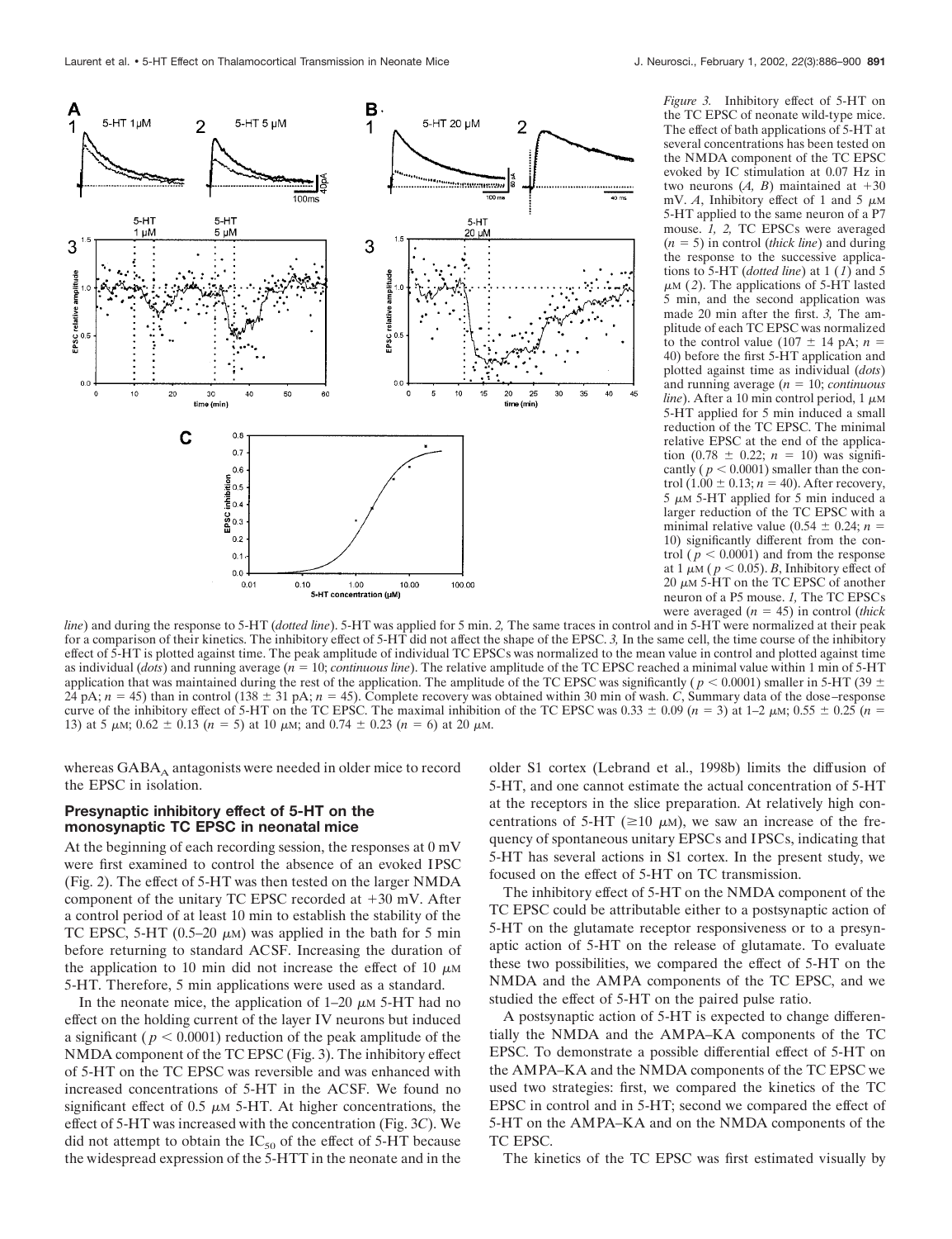*Figure 3.* Inhibitory effect of 5-HT on the TC EPSC of neonate wild-type mice. The effect of bath applications of 5-HT at several concentrations has been tested on the NMDA component of the TC EPSC evoked by IC stimulation at 0.07 Hz in two neurons (*A, B*) maintained at +30 mV. *A*, Inhibitory effect of 1 and 5 μM 5-HT applied to the same neuron of a P7 mouse. *1, 2,* TC EPSCs were averaged ($n = 5$) in control (*thick line*) and during the response to the successive applications to 5-HT (*dotted line*) at 1 (*1*) and 5 μM (*2*). The applications of 5-HT lasted 5 min, and the second application was made 20 min after the first. *3,* The amplitude of each TC EPSC was normalized to the control value (107 ± 14 pA; $n = 40$) before the first 5-HT application and plotted against time as individual (*dots*) and running average ($n = 10$; *continuous line*). After a 10 min control period, 1 μM 5-HT applied for 5 min induced a small reduction of the TC EPSC. The minimal relative EPSC at the end of the application (0.78 ± 0.22; $n = 10$) was significantly ($p < 0.0001$) smaller than the control (1.00 ± 0.13; $n = 40$). After recovery, 5 μM 5-HT applied for 5 min induced a larger reduction of the TC EPSC with a minimal relative value (0.54 ± 0.24; $n = 10$) significantly different from the control ($p < 0.0001$) and from the response at 1 μM ($p < 0.05$). *B*, Inhibitory effect of 20 μM 5-HT on the TC EPSC of another neuron of a P5 mouse. *1,* The TC EPSCs were averaged ($n = 45$) in control (*thick line*) and during the response to 5-HT (*dotted line*). 5-HT was applied for 5 min. *2,* The same traces in control and in 5-HT were normalized at their peak for a comparison of their kinetics. The inhibitory effect of 5-HT did not affect the shape of the EPSC. *3,* In the same cell, the time course of the inhibitory effect of 5-HT is plotted against time. The peak amplitude of individual TC EPSCs was normalized to the mean value in control and plotted against time as individual (*dots*) and running average ($n = 10$; *continuous line*). The relative amplitude of the TC EPSC reached a minimal value within 1 min of 5-HT application that was maintained during the rest of the application. The amplitude of the TC EPSC was significantly ($p < 0.0001$) smaller in 5-HT (39 ± 24 pA; $n = 45$) than in control (138 ± 31 pA; $n = 45$). Complete recovery was obtained within 30 min of wash. *C*, Summary data of the dose–response curve of the inhibitory effect of 5-HT on the TC EPSC. The maximal inhibition of the TC EPSC was 0.33 ± 0.09 ($n = 3$) at 1–2 μM; 0.55 ± 0.25 ($n = 13$) at 5 μM; 0.62 ± 0.13 ($n = 5$) at 10 μM; and 0.74 ± 0.23 ($n = 6$) at 20 μM.

whereas $GABA_A$ antagonists were needed in older mice to record the EPSC in isolation.

### Presynaptic inhibitory effect of 5-HT on the monosynaptic TC EPSC in neonatal mice

At the beginning of each recording session, the responses at 0 mV were first examined to control the absence of an evoked IPSC (Fig. 2). The effect of 5-HT was then tested on the larger NMDA component of the unitary TC EPSC recorded at +30 mV. After a control period of at least 10 min to establish the stability of the TC EPSC, 5-HT (0.5–20 μM) was applied in the bath for 5 min before returning to standard ACSF. Increasing the duration of the application to 10 min did not increase the effect of 10 μM 5-HT. Therefore, 5 min applications were used as a standard.

In the neonate mice, the application of 1–20 μM 5-HT had no effect on the holding current of the layer IV neurons but induced a significant ($p < 0.0001$) reduction of the peak amplitude of the NMDA component of the TC EPSC (Fig. 3). The inhibitory effect of 5-HT on the TC EPSC was reversible and was enhanced with increased concentrations of 5-HT in the ACSF. We found no significant effect of 0.5 μM 5-HT. At higher concentrations, the effect of 5-HT was increased with the concentration (Fig. 3*C*). We did not attempt to obtain the $IC_{50}$ of the effect of 5-HT because the widespread expression of the 5-HTT in the neonate and in the older S1 cortex (Lebrand et al., 1998b) limits the diffusion of 5-HT, and one cannot estimate the actual concentration of 5-HT at the receptors in the slice preparation. At relatively high concentrations of 5-HT (≥10 μM), we saw an increase of the frequency of spontaneous unitary EPSCs and IPSCs, indicating that 5-HT has several actions in S1 cortex. In the present study, we focused on the effect of 5-HT on TC transmission.

The inhibitory effect of 5-HT on the NMDA component of the TC EPSC could be attributable either to a postsynaptic action of 5-HT on the glutamate receptor responsiveness or to a presynaptic action of 5-HT on the release of glutamate. To evaluate these two possibilities, we compared the effect of 5-HT on the NMDA and the AMPA components of the TC EPSC, and we studied the effect of 5-HT on the paired pulse ratio.

A postsynaptic action of 5-HT is expected to change differentially the NMDA and the AMPA–KA components of the TC EPSC. To demonstrate a possible differential effect of 5-HT on the AMPA–KA and the NMDA components of the TC EPSC we used two strategies: first, we compared the kinetics of the TC EPSC in control and in 5-HT; second we compared the effect of 5-HT on the AMPA–KA and on the NMDA components of the TC EPSC.

The kinetics of the TC EPSC was first estimated visually by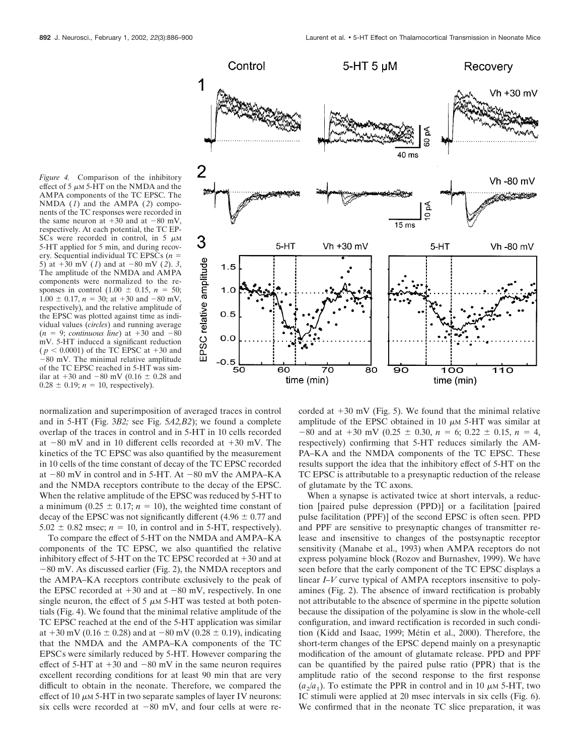*Figure 4.* Comparison of the inhibitory effect of 5 μM 5-HT on the NMDA and the AMPA components of the TC EPSC. The NMDA (*1*) and the AMPA (*2*) components of the TC responses were recorded in the same neuron at +30 and at −80 mV, respectively. At each potential, the TC EPSCs were recorded in control, in 5 μM 5-HT applied for 5 min, and during recovery. Sequential individual TC EPSCs ($n = 5$) at +30 mV (*1*) and at −80 mV (*2*). *3*, The amplitude of the NMDA and AMPA components were normalized to the responses in control (1.00 ± 0.15, $n = 50$; 1.00 ± 0.17, $n = 30$; at +30 and −80 mV, respectively), and the relative amplitude of the EPSC was plotted against time as individual values (*circles*) and running average ($n = 9$; *continuous line*) at +30 and −80 mV. 5-HT induced a significant reduction ($p < 0.0001$) of the TC EPSC at +30 and −80 mV. The minimal relative amplitude of the TC EPSC reached in 5-HT was similar at +30 and −80 mV (0.16 ± 0.28 and 0.28 ± 0.19; $n = 10$, respectively).

normalization and superimposition of averaged traces in control and in 5-HT (Fig. 3*B2;* see Fig. 5*A2,B2*); we found a complete overlap of the traces in control and in 5-HT in 10 cells recorded at −80 mV and in 10 different cells recorded at +30 mV. The kinetics of the TC EPSC was also quantified by the measurement in 10 cells of the time constant of decay of the TC EPSC recorded at −80 mV in control and in 5-HT. At −80 mV the AMPA–KA and the NMDA receptors contribute to the decay of the EPSC. When the relative amplitude of the EPSC was reduced by 5-HT to a minimum (0.25 ± 0.17; $n = 10$), the weighted time constant of decay of the EPSC was not significantly different (4.96 ± 0.77 and 5.02 ± 0.82 msec; $n = 10$, in control and in 5-HT, respectively).

To compare the effect of 5-HT on the NMDA and AMPA–KA components of the TC EPSC, we also quantified the relative inhibitory effect of 5-HT on the TC EPSC recorded at +30 and at −80 mV. As discussed earlier (Fig. 2), the NMDA receptors and the AMPA–KA receptors contribute exclusively to the peak of the EPSC recorded at +30 and at −80 mV, respectively. In one single neuron, the effect of 5 μM 5-HT was tested at both potentials (Fig. 4). We found that the minimal relative amplitude of the TC EPSC reached at the end of the 5-HT application was similar at +30 mV (0.16 ± 0.28) and at −80 mV (0.28 ± 0.19), indicating that the NMDA and the AMPA–KA components of the TC EPSCs were similarly reduced by 5-HT. However comparing the effect of 5-HT at +30 and −80 mV in the same neuron requires excellent recording conditions for at least 90 min that are very difficult to obtain in the neonate. Therefore, we compared the effect of 10 μM 5-HT in two separate samples of layer IV neurons: six cells were recorded at −80 mV, and four cells at were recorded at +30 mV (Fig. 5). We found that the minimal relative amplitude of the EPSC obtained in 10 μM 5-HT was similar at −80 and at +30 mV (0.25 ± 0.30, $n = 6$; 0.22 ± 0.15, $n = 4$, respectively) confirming that 5-HT reduces similarly the AMPA–KA and the NMDA components of the TC EPSC. These results support the idea that the inhibitory effect of 5-HT on the TC EPSC is attributable to a presynaptic reduction of the release of glutamate by the TC axons.

When a synapse is activated twice at short intervals, a reduction [paired pulse depression (PPD)] or a facilitation [paired pulse facilitation (PPF)] of the second EPSC is often seen. PPD and PPF are sensitive to presynaptic changes of transmitter release and insensitive to changes of the postsynaptic receptor sensitivity (Manabe et al., 1993) when AMPA receptors do not express polyamine block (Rozov and Burnashev, 1999). We have seen before that the early component of the TC EPSC displays a linear *I–V* curve typical of AMPA receptors insensitive to polyamines (Fig. 2). The absence of inward rectification is probably not attributable to the absence of spermine in the pipette solution because the dissipation of the polyamine is slow in the whole-cell configuration, and inward rectification is recorded in such condition (Kidd and Isaac, 1999; Métin et al., 2000). Therefore, the short-term changes of the EPSC depend mainly on a presynaptic modification of the amount of glutamate release. PPD and PPF can be quantified by the paired pulse ratio (PPR) that is the amplitude ratio of the second response to the first response ($a_2/a_1$). To estimate the PPR in control and in 10 μM 5-HT, two IC stimuli were applied at 20 msec intervals in six cells (Fig. 6). We confirmed that in the neonate TC slice preparation, it was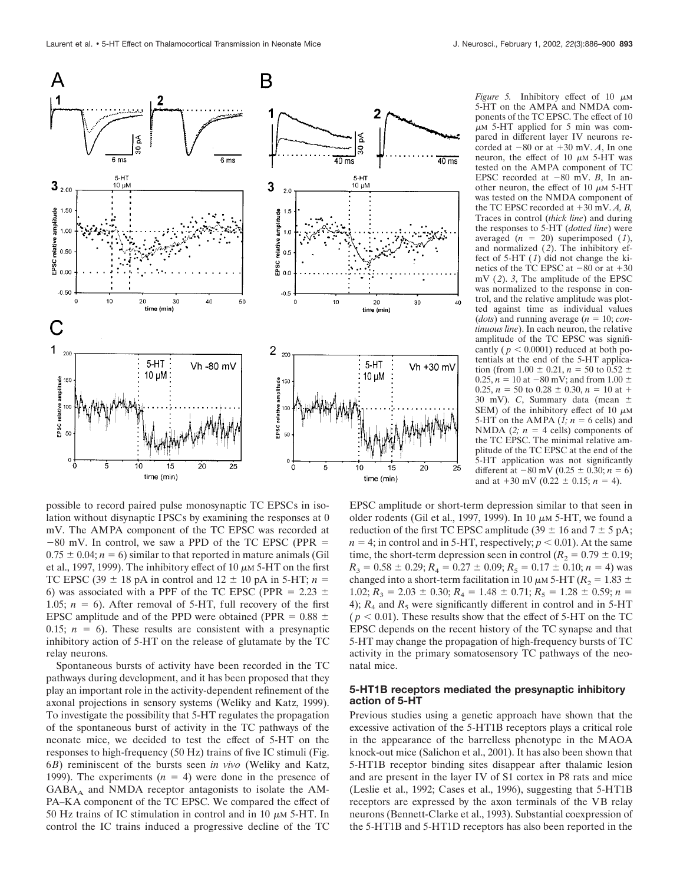*Figure 5.* Inhibitory effect of 10 μM 5-HT on the AMPA and NMDA components of the TC EPSC. The effect of 10 μM 5-HT applied for 5 min was compared in different layer IV neurons recorded at −80 or at +30 mV. *A*, In one neuron, the effect of 10 μM 5-HT was tested on the AMPA component of TC EPSC recorded at −80 mV. *B*, In another neuron, the effect of 10 μM 5-HT was tested on the NMDA component of the TC EPSC recorded at +30 mV. *A, B,* Traces in control (*thick line*) and during the responses to 5-HT (*dotted line*) were averaged ($n = 20$) superimposed (*1*), and normalized (*2*). The inhibitory effect of 5-HT (*1*) did not change the kinetics of the TC EPSC at −80 or at +30 mV (*2*). *3*, The amplitude of the EPSC was normalized to the response in control, and the relative amplitude was plotted against time as individual values (*dots*) and running average ($n = 10$; *continuous line*). In each neuron, the relative amplitude of the TC EPSC was significantly ($p < 0.0001$) reduced at both potentials at the end of the 5-HT application (from 1.00 ± 0.21, $n = 50$ to 0.52 ± 0.25, $n = 10$ at −80 mV; and from 1.00 ± 0.25, $n = 50$ to 0.28 ± 0.30, $n = 10$ at +30 mV). *C*, Summary data (mean ± SEM) of the inhibitory effect of 10 μM 5-HT on the AMPA (*1;* $n = 6$ cells) and NMDA (*2;* $n = 4$ cells) components of the TC EPSC. The minimal relative amplitude of the TC EPSC at the end of the 5-HT application was not significantly different at −80 mV (0.25 ± 0.30; $n = 6$) and at +30 mV (0.22 ± 0.15; $n = 4$).

possible to record paired pulse monosynaptic TC EPSCs in isolation without disynaptic IPSCs by examining the responses at 0 mV. The AMPA component of the TC EPSC was recorded at −80 mV. In control, we saw a PPD of the TC EPSC (PPR = 0.75 ± 0.04; $n = 6$) similar to that reported in mature animals (Gil et al., 1997, 1999). The inhibitory effect of 10 μM 5-HT on the first TC EPSC (39 ± 18 pA in control and 12 ± 10 pA in 5-HT; $n = 6$) was associated with a PPF of the TC EPSC (PPR = 2.23 ± 1.05; $n = 6$). After removal of 5-HT, full recovery of the first EPSC amplitude and of the PPD were obtained (PPR = 0.88 ± 0.15; $n = 6$). These results are consistent with a presynaptic inhibitory action of 5-HT on the release of glutamate by the TC relay neurons.

Spontaneous bursts of activity have been recorded in the TC pathways during development, and it has been proposed that they play an important role in the activity-dependent refinement of the axonal projections in sensory systems (Weliky and Katz, 1999). To investigate the possibility that 5-HT regulates the propagation of the spontaneous burst of activity in the TC pathways of the neonate mice, we decided to test the effect of 5-HT on the responses to high-frequency (50 Hz) trains of five IC stimuli (Fig. 6*B*) reminiscent of the bursts seen *in vivo* (Weliky and Katz, 1999). The experiments ($n = 4$) were done in the presence of $GABA_A$ and NMDA receptor antagonists to isolate the AMPA–KA component of the TC EPSC. We compared the effect of 50 Hz trains of IC stimulation in control and in 10 μM 5-HT. In control the IC trains induced a progressive decline of the TC EPSC amplitude or short-term depression similar to that seen in older rodents (Gil et al., 1997, 1999). In 10 μM 5-HT, we found a reduction of the first TC EPSC amplitude (39 ± 16 and 7 ± 5 pA; $n = 4$; in control and in 5-HT, respectively; $p < 0.01$). At the same time, the short-term depression seen in control ($R_2 = 0.79 \pm 0.19$; $R_3 = 0.58 \pm 0.29$; $R_4 = 0.27 \pm 0.09$; $R_5 = 0.17 \pm 0.10$; $n = 4$) was changed into a short-term facilitation in 10 μM 5-HT ($R_2 = 1.83 \pm 1.02$; $R_3 = 2.03 \pm 0.30$; $R_4 = 1.48 \pm 0.71$; $R_5 = 1.28 \pm 0.59$; $n = 4$); $R_4$ and $R_5$ were significantly different in control and in 5-HT ($p < 0.01$). These results show that the effect of 5-HT on the TC EPSC depends on the recent history of the TC synapse and that 5-HT may change the propagation of high-frequency bursts of TC activity in the primary somatosensory TC pathways of the neonatal mice.

### 5-HT1B receptors mediated the presynaptic inhibitory action of 5-HT

Previous studies using a genetic approach have shown that the excessive activation of the 5-HT1B receptors plays a critical role in the appearance of the barrelless phenotype in the MAOA knock-out mice (Salichon et al., 2001). It has also been shown that 5-HT1B receptor binding sites disappear after thalamic lesion and are present in the layer IV of S1 cortex in P8 rats and mice (Leslie et al., 1992; Cases et al., 1996), suggesting that 5-HT1B receptors are expressed by the axon terminals of the VB relay neurons (Bennett-Clarke et al., 1993). Substantial coexpression of the 5-HT1B and 5-HT1D receptors has also been reported in the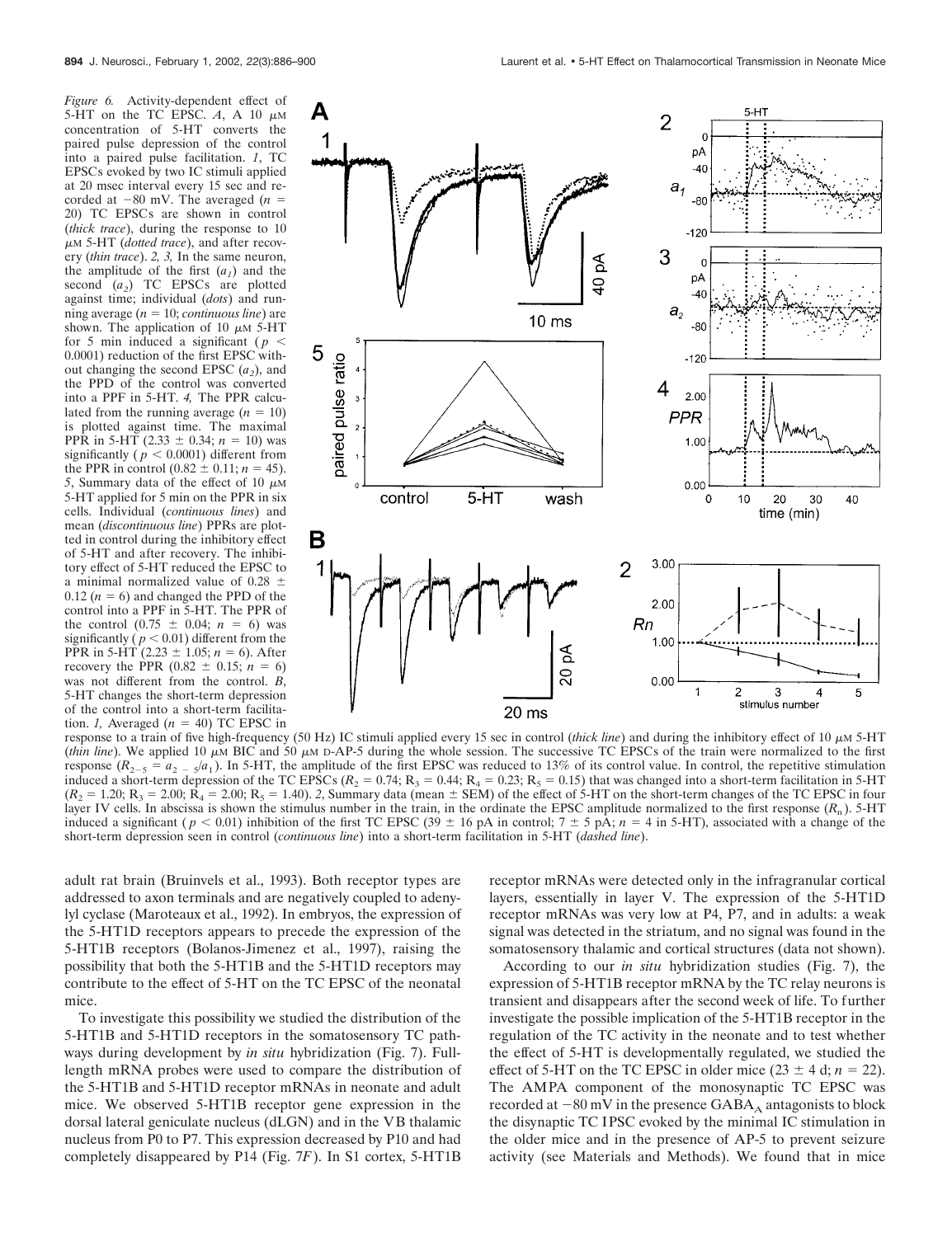*Figure 6.* Activity-dependent effect of 5-HT on the TC EPSC. *A*, A 10 μM concentration of 5-HT converts the paired pulse depression of the control into a paired pulse facilitation. *1*, TC EPSCs evoked by two IC stimuli applied at 20 msec interval every 15 sec and recorded at −80 mV. The averaged ($n$ = 20) TC EPSCs are shown in control (*thick trace*), during the response to 10 μM 5-HT (*dotted trace*), and after recovery (*thin trace*). *2, 3,* In the same neuron, the amplitude of the first ($a_1$) and the second ($a_2$) TC EPSCs are plotted against time; individual (*dots*) and running average ($n$ = 10; *continuous line*) are shown. The application of 10 μM 5-HT for 5 min induced a significant ($p$ < 0.0001) reduction of the first EPSC without changing the second EPSC ($a_2$), and the PPD of the control was converted into a PPF in 5-HT. *4,* The PPR calculated from the running average ($n$ = 10) is plotted against time. The maximal PPR in 5-HT (2.33 ± 0.34; $n$ = 10) was significantly ($p$ < 0.0001) different from the PPR in control (0.82 ± 0.11; $n$ = 45). *5*, Summary data of the effect of 10 μM 5-HT applied for 5 min on the PPR in six cells. Individual (*continuous lines*) and mean (*discontinuous line*) PPRs are plotted in control during the inhibitory effect of 5-HT and after recovery. The inhibitory effect of 5-HT reduced the EPSC to a minimal normalized value of 0.28 ± 0.12 ($n$ = 6) and changed the PPD of the control into a PPF in 5-HT. The PPR of the control (0.75 ± 0.04; $n$ = 6) was significantly ($p$ < 0.01) different from the PPR in 5-HT (2.23 ± 1.05; $n$ = 6). After recovery the PPR (0.82 ± 0.15; $n$ = 6) was not different from the control. *B*, 5-HT changes the short-term depression of the control into a short-term facilitation. *1,* Averaged ($n$ = 40) TC EPSC in response to a train of five high-frequency (50 Hz) IC stimuli applied every 15 sec in control (*thick line*) and during the inhibitory effect of 10 μM 5-HT (*thin line*). We applied 10 μM BIC and 50 μM D-AP-5 during the whole session. The successive TC EPSCs of the train were normalized to the first response ($R_{2-5} = a_{2-5}/a_1$). In 5-HT, the amplitude of the first EPSC was reduced to 13% of its control value. In control, the repetitive stimulation induced a short-term depression of the TC EPSCs ($R_2$ = 0.74; $R_3$ = 0.44; $R_4$ = 0.23; $R_5$ = 0.15) that was changed into a short-term facilitation in 5-HT ($R_2$ = 1.20; $R_3$ = 2.00; $R_4$ = 2.00; $R_5$ = 1.40). *2*, Summary data (mean ± SEM) of the effect of 5-HT on the short-term changes of the TC EPSC in four layer IV cells. In abscissa is shown the stimulus number in the train, in the ordinate the EPSC amplitude normalized to the first response ($R_n$). 5-HT induced a significant ($p$ < 0.01) inhibition of the first TC EPSC (39 ± 16 pA in control; 7 ± 5 pA; $n$ = 4 in 5-HT), associated with a change of the short-term depression seen in control (*continuous line*) into a short-term facilitation in 5-HT (*dashed line*).

adult rat brain (Bruinvels et al., 1993). Both receptor types are addressed to axon terminals and are negatively coupled to adenylyl cyclase (Maroteaux et al., 1992). In embryos, the expression of the 5-HT1D receptors appears to precede the expression of the 5-HT1B receptors (Bolanos-Jimenez et al., 1997), raising the possibility that both the 5-HT1B and the 5-HT1D receptors may contribute to the effect of 5-HT on the TC EPSC of the neonatal mice.

To investigate this possibility we studied the distribution of the 5-HT1B and 5-HT1D receptors in the somatosensory TC pathways during development by *in situ* hybridization (Fig. 7). Full-length mRNA probes were used to compare the distribution of the 5-HT1B and 5-HT1D receptor mRNAs in neonate and adult mice. We observed 5-HT1B receptor gene expression in the dorsal lateral geniculate nucleus (dLGN) and in the VB thalamic nucleus from P0 to P7. This expression decreased by P10 and had completely disappeared by P14 (Fig. 7*F*). In S1 cortex, 5-HT1B receptor mRNAs were detected only in the infragranular cortical layers, essentially in layer V. The expression of the 5-HT1D receptor mRNAs was very low at P4, P7, and in adults: a weak signal was detected in the striatum, and no signal was found in the somatosensory thalamic and cortical structures (data not shown).

According to our *in situ* hybridization studies (Fig. 7), the expression of 5-HT1B receptor mRNA by the TC relay neurons is transient and disappears after the second week of life. To further investigate the possible implication of the 5-HT1B receptor in the regulation of the TC activity in the neonate and to test whether the effect of 5-HT is developmentally regulated, we studied the effect of 5-HT on the TC EPSC in older mice (23 ± 4 d; $n$ = 22). The AMPA component of the monosynaptic TC EPSC was recorded at −80 mV in the presence $GABA_A$ antagonists to block the disynaptic TC IPSC evoked by the minimal IC stimulation in the older mice and in the presence of AP-5 to prevent seizure activity (see Materials and Methods). We found that in mice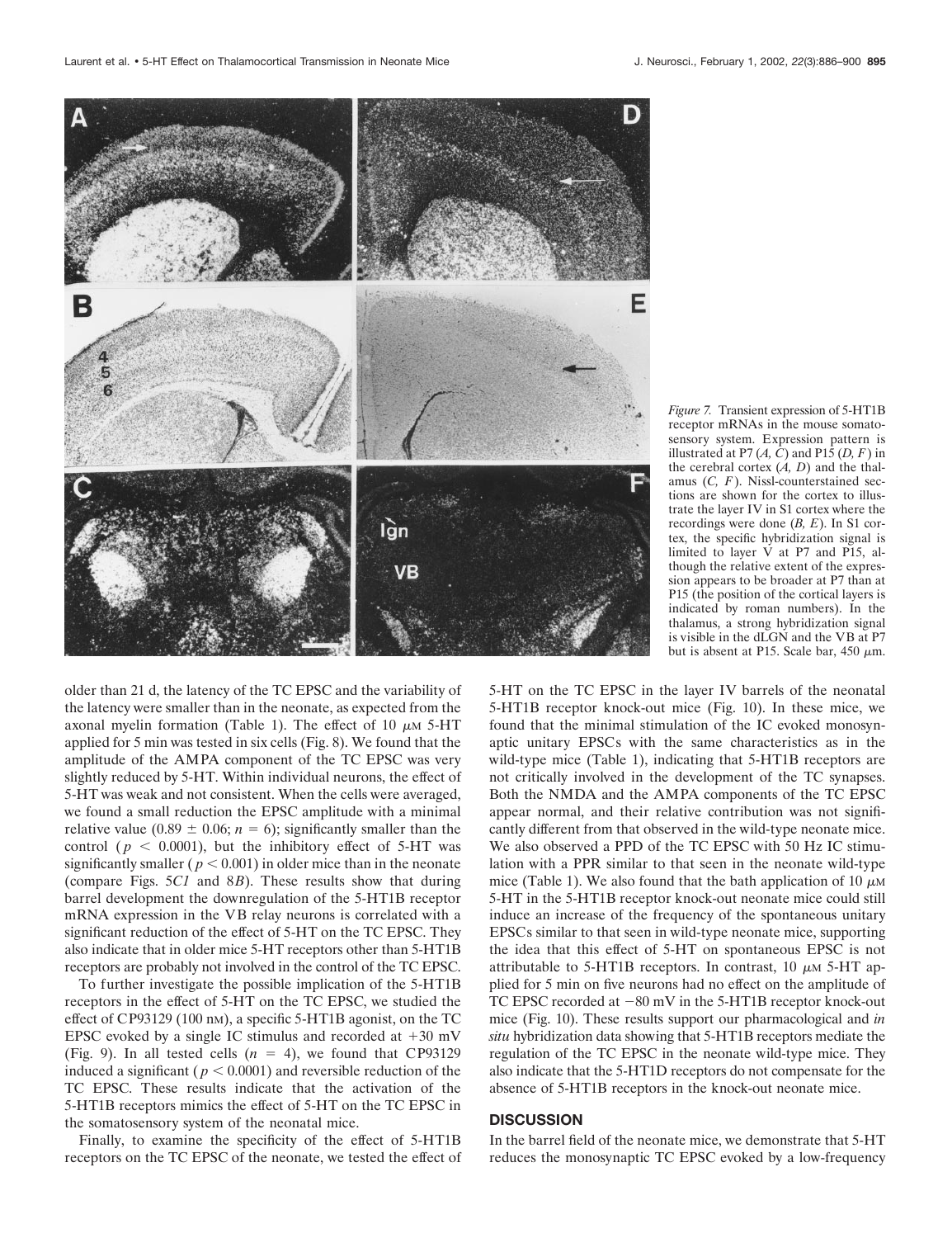*Figure 7.* Transient expression of 5-HT1B receptor mRNAs in the mouse somatosensory system. Expression pattern is illustrated at P7 (*A, C*) and P15 (*D, F*) in the cerebral cortex (*A, D*) and the thalamus (*C, F*). Nissl-counterstained sections are shown for the cortex to illustrate the layer IV in S1 cortex where the recordings were done (*B, E*). In S1 cortex, the specific hybridization signal is limited to layer V at P7 and P15, although the relative extent of the expression appears to be broader at P7 than at P15 (the position of the cortical layers is indicated by roman numbers). In the thalamus, a strong hybridization signal is visible in the dLGN and the VB at P7 but is absent at P15. Scale bar, 450 μm.

older than 21 d, the latency of the TC EPSC and the variability of the latency were smaller than in the neonate, as expected from the axonal myelin formation (Table 1). The effect of 10 μM 5-HT applied for 5 min was tested in six cells (Fig. 8). We found that the amplitude of the AMPA component of the TC EPSC was very slightly reduced by 5-HT. Within individual neurons, the effect of 5-HT was weak and not consistent. When the cells were averaged, we found a small reduction the EPSC amplitude with a minimal relative value ($0.89 \pm 0.06$; $n = 6$); significantly smaller than the control ($p < 0.0001$), but the inhibitory effect of 5-HT was significantly smaller ($p < 0.001$) in older mice than in the neonate (compare Figs. 5*C1* and 8*B*). These results show that during barrel development the downregulation of the 5-HT1B receptor mRNA expression in the VB relay neurons is correlated with a significant reduction of the effect of 5-HT on the TC EPSC. They also indicate that in older mice 5-HT receptors other than 5-HT1B receptors are probably not involved in the control of the TC EPSC.

To further investigate the possible implication of the 5-HT1B receptors in the effect of 5-HT on the TC EPSC, we studied the effect of CP93129 (100 nM), a specific 5-HT1B agonist, on the TC EPSC evoked by a single IC stimulus and recorded at +30 mV (Fig. 9). In all tested cells ($n = 4$), we found that CP93129 induced a significant ($p < 0.0001$) and reversible reduction of the TC EPSC. These results indicate that the activation of the 5-HT1B receptors mimics the effect of 5-HT on the TC EPSC in the somatosensory system of the neonatal mice.

Finally, to examine the specificity of the effect of 5-HT1B receptors on the TC EPSC of the neonate, we tested the effect of 5-HT on the TC EPSC in the layer IV barrels of the neonatal 5-HT1B receptor knock-out mice (Fig. 10). In these mice, we found that the minimal stimulation of the IC evoked monosynaptic unitary EPSCs with the same characteristics as in the wild-type mice (Table 1), indicating that 5-HT1B receptors are not critically involved in the development of the TC synapses. Both the NMDA and the AMPA components of the TC EPSC appear normal, and their relative contribution was not significantly different from that observed in the wild-type neonate mice. We also observed a PPD of the TC EPSC with 50 Hz IC stimulation with a PPR similar to that seen in the neonate wild-type mice (Table 1). We also found that the bath application of 10 μM 5-HT in the 5-HT1B receptor knock-out neonate mice could still induce an increase of the frequency of the spontaneous unitary EPSCs similar to that seen in wild-type neonate mice, supporting the idea that this effect of 5-HT on spontaneous EPSC is not attributable to 5-HT1B receptors. In contrast, 10 μM 5-HT applied for 5 min on five neurons had no effect on the amplitude of TC EPSC recorded at −80 mV in the 5-HT1B receptor knock-out mice (Fig. 10). These results support our pharmacological and *in situ* hybridization data showing that 5-HT1B receptors mediate the regulation of the TC EPSC in the neonate wild-type mice. They also indicate that the 5-HT1D receptors do not compensate for the absence of 5-HT1B receptors in the knock-out neonate mice.

## DISCUSSION

In the barrel field of the neonate mice, we demonstrate that 5-HT reduces the monosynaptic TC EPSC evoked by a low-frequency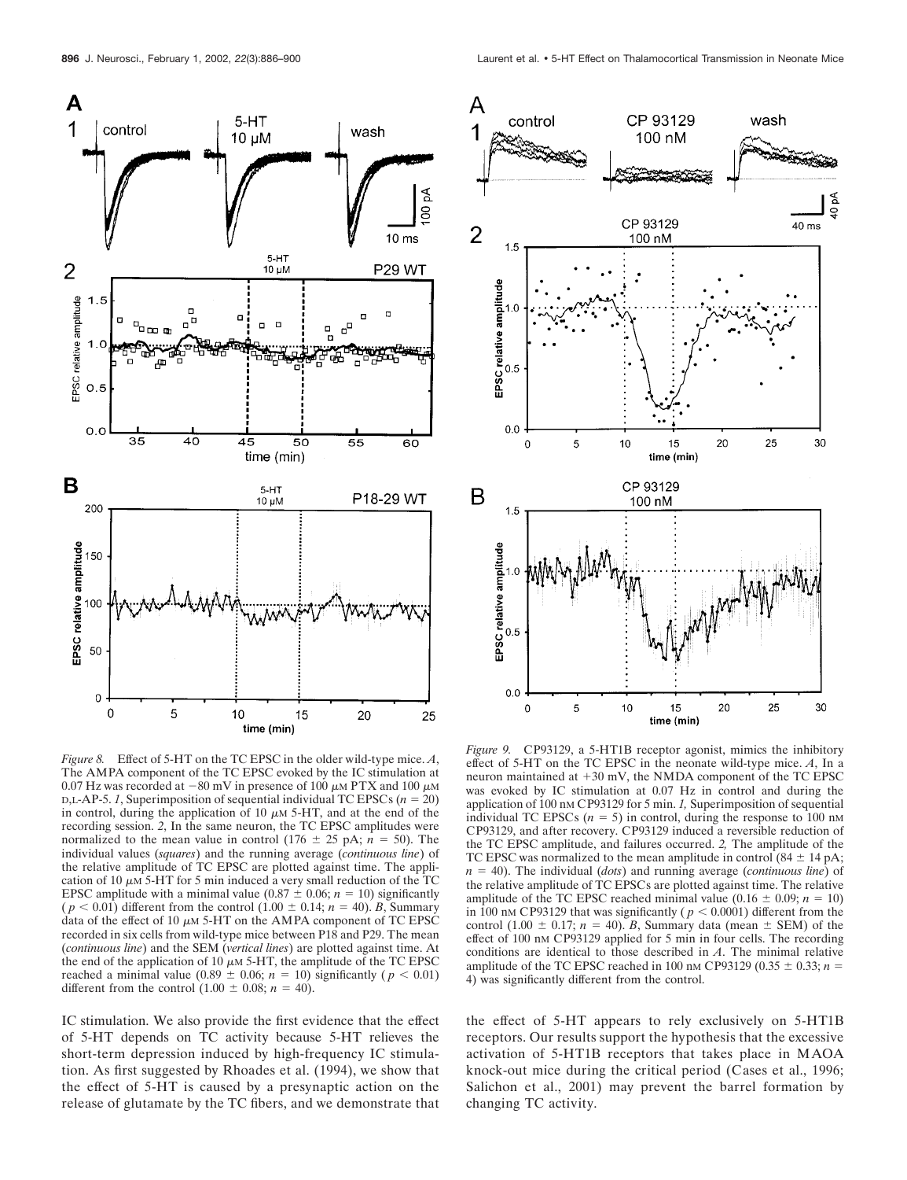*Figure 8.* Effect of 5-HT on the TC EPSC in the older wild-type mice. *A*, The AMPA component of the TC EPSC evoked by the IC stimulation at 0.07 Hz was recorded at −80 mV in presence of 100 μM PTX and 100 μM D,L-AP-5. *1*, Superimposition of sequential individual TC EPSCs ($n = 20$) in control, during the application of 10 μM 5-HT, and at the end of the recording session. *2*, In the same neuron, the TC EPSC amplitudes were normalized to the mean value in control (176 ± 25 pA; $n = 50$). The individual values (*squares*) and the running average (*continuous line*) of the relative amplitude of TC EPSC are plotted against time. The application of 10 μM 5-HT for 5 min induced a very small reduction of the TC EPSC amplitude with a minimal value (0.87 ± 0.06; $n = 10$) significantly ($p < 0.01$) different from the control (1.00 ± 0.14; $n = 40$). *B*, Summary data of the effect of 10 μM 5-HT on the AMPA component of TC EPSC recorded in six cells from wild-type mice between P18 and P29. The mean (*continuous line*) and the SEM (*vertical lines*) are plotted against time. At the end of the application of 10 μM 5-HT, the amplitude of the TC EPSC reached a minimal value (0.89 ± 0.06; $n = 10$) significantly ($p < 0.01$) different from the control (1.00 ± 0.08; $n = 40$).

*Figure 9.* CP93129, a 5-HT1B receptor agonist, mimics the inhibitory effect of 5-HT on the TC EPSC in the neonate wild-type mice. *A*, In a neuron maintained at +30 mV, the NMDA component of the TC EPSC was evoked by IC stimulation at 0.07 Hz in control and during the application of 100 nM CP93129 for 5 min. *1,* Superimposition of sequential individual TC EPSCs ($n = 5$) in control, during the response to 100 nM CP93129, and after recovery. CP93129 induced a reversible reduction of the TC EPSC amplitude, and failures occurred. *2,* The amplitude of the TC EPSC was normalized to the mean amplitude in control (84 ± 14 pA; $n = 40$). The individual (*dots*) and running average (*continuous line*) of the relative amplitude of TC EPSCs are plotted against time. The relative amplitude of the TC EPSC reached minimal value (0.16 ± 0.09; $n = 10$) in 100 nM CP93129 that was significantly ($p < 0.0001$) different from the control (1.00 ± 0.17; $n = 40$). *B*, Summary data (mean ± SEM) of the effect of 100 nM CP93129 applied for 5 min in four cells. The recording conditions are identical to those described in *A*. The minimal relative amplitude of the TC EPSC reached in 100 nM CP93129 (0.35 ± 0.33; $n = 4$) was significantly different from the control.

IC stimulation. We also provide the first evidence that the effect of 5-HT depends on TC activity because 5-HT relieves the short-term depression induced by high-frequency IC stimulation. As first suggested by Rhoades et al. (1994), we show that the effect of 5-HT is caused by a presynaptic action on the release of glutamate by the TC fibers, and we demonstrate that the effect of 5-HT appears to rely exclusively on 5-HT1B receptors. Our results support the hypothesis that the excessive activation of 5-HT1B receptors that takes place in MAOA knock-out mice during the critical period (Cases et al., 1996; Salichon et al., 2001) may prevent the barrel formation by changing TC activity.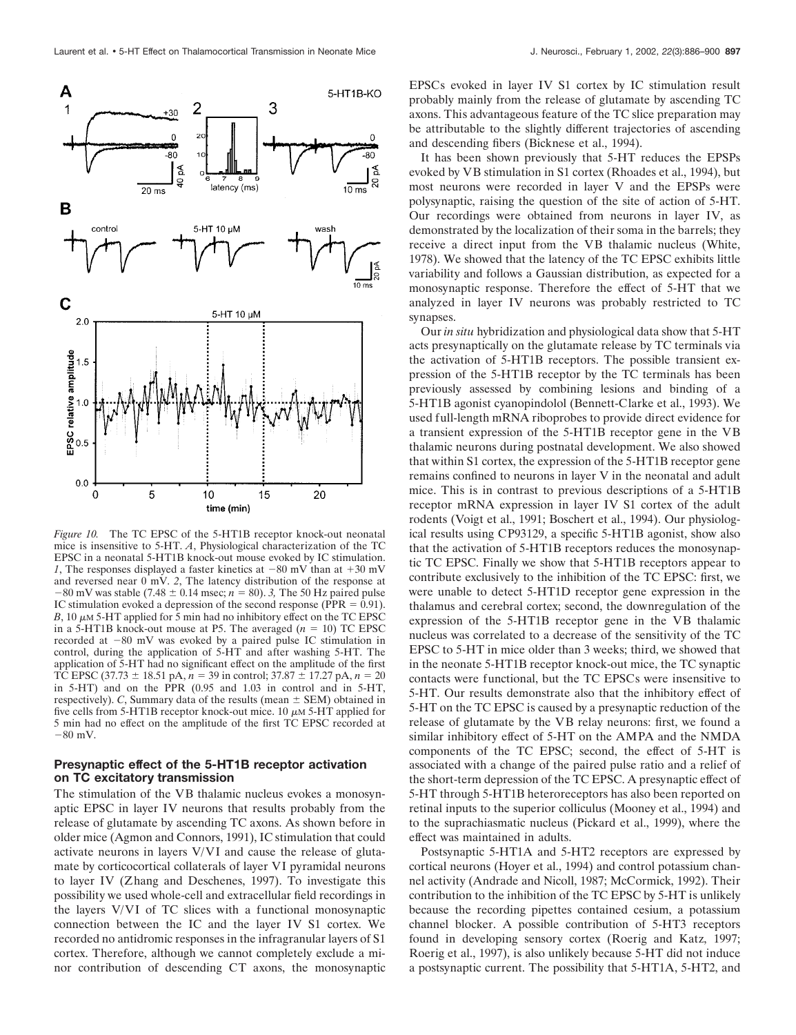*Figure 10.* The TC EPSC of the 5-HT1B receptor knock-out neonatal mice is insensitive to 5-HT. *A*, Physiological characterization of the TC EPSC in a neonatal 5-HT1B knock-out mouse evoked by IC stimulation. *1*, The responses displayed a faster kinetics at −80 mV than at +30 mV and reversed near 0 mV. *2*, The latency distribution of the response at −80 mV was stable (7.48 ± 0.14 msec; $n = 80$). *3*, The 50 Hz paired pulse IC stimulation evoked a depression of the second response (PPR = 0.91). *B*, 10 μM 5-HT applied for 5 min had no inhibitory effect on the TC EPSC in a 5-HT1B knock-out mouse at P5. The averaged ($n = 10$) TC EPSC recorded at −80 mV was evoked by a paired pulse IC stimulation in control, during the application of 5-HT and after washing 5-HT. The application of 5-HT had no significant effect on the amplitude of the first TC EPSC (37.73 ± 18.51 pA, $n = 39$ in control; 37.87 ± 17.27 pA, $n = 20$ in 5-HT) and on the PPR (0.95 and 1.03 in control and in 5-HT, respectively). *C*, Summary data of the results (mean ± SEM) obtained in five cells from 5-HT1B receptor knock-out mice. 10 μM 5-HT applied for 5 min had no effect on the amplitude of the first TC EPSC recorded at −80 mV.

### Presynaptic effect of the 5-HT1B receptor activation on TC excitatory transmission

The stimulation of the VB thalamic nucleus evokes a monosynaptic EPSC in layer IV neurons that results probably from the release of glutamate by ascending TC axons. As shown before in older mice (Agmon and Connors, 1991), IC stimulation that could activate neurons in layers V/VI and cause the release of glutamate by corticocortical collaterals of layer VI pyramidal neurons to layer IV (Zhang and Deschenes, 1997). To investigate this possibility we used whole-cell and extracellular field recordings in the layers V/VI of TC slices with a functional monosynaptic connection between the IC and the layer IV S1 cortex. We recorded no antidromic responses in the infragranular layers of S1 cortex. Therefore, although we cannot completely exclude a minor contribution of descending CT axons, the monosynaptic EPSCs evoked in layer IV S1 cortex by IC stimulation result probably mainly from the release of glutamate by ascending TC axons. This advantageous feature of the TC slice preparation may be attributable to the slightly different trajectories of ascending and descending fibers (Bicknese et al., 1994).

It has been shown previously that 5-HT reduces the EPSPs evoked by VB stimulation in S1 cortex (Rhoades et al., 1994), but most neurons were recorded in layer V and the EPSPs were polysynaptic, raising the question of the site of action of 5-HT. Our recordings were obtained from neurons in layer IV, as demonstrated by the localization of their soma in the barrels; they receive a direct input from the VB thalamic nucleus (White, 1978). We showed that the latency of the TC EPSC exhibits little variability and follows a Gaussian distribution, as expected for a monosynaptic response. Therefore the effect of 5-HT that we analyzed in layer IV neurons was probably restricted to TC synapses.

Our *in situ* hybridization and physiological data show that 5-HT acts presynaptically on the glutamate release by TC terminals via the activation of 5-HT1B receptors. The possible transient expression of the 5-HT1B receptor by the TC terminals has been previously assessed by combining lesions and binding of a 5-HT1B agonist cyanopindolol (Bennett-Clarke et al., 1993). We used full-length mRNA riboprobes to provide direct evidence for a transient expression of the 5-HT1B receptor gene in the VB thalamic neurons during postnatal development. We also showed that within S1 cortex, the expression of the 5-HT1B receptor gene remains confined to neurons in layer V in the neonatal and adult mice. This is in contrast to previous descriptions of a 5-HT1B receptor mRNA expression in layer IV S1 cortex of the adult rodents (Voigt et al., 1991; Boschert et al., 1994). Our physiological results using CP93129, a specific 5-HT1B agonist, show also that the activation of 5-HT1B receptors reduces the monosynaptic TC EPSC. Finally we show that 5-HT1B receptors appear to contribute exclusively to the inhibition of the TC EPSC: first, we were unable to detect 5-HT1D receptor gene expression in the thalamus and cerebral cortex; second, the downregulation of the expression of the 5-HT1B receptor gene in the VB thalamic nucleus was correlated to a decrease of the sensitivity of the TC EPSC to 5-HT in mice older than 3 weeks; third, we showed that in the neonate 5-HT1B receptor knock-out mice, the TC synaptic contacts were functional, but the TC EPSCs were insensitive to 5-HT. Our results demonstrate also that the inhibitory effect of 5-HT on the TC EPSC is caused by a presynaptic reduction of the release of glutamate by the VB relay neurons: first, we found a similar inhibitory effect of 5-HT on the AMPA and the NMDA components of the TC EPSC; second, the effect of 5-HT is associated with a change of the paired pulse ratio and a relief of the short-term depression of the TC EPSC. A presynaptic effect of 5-HT through 5-HT1B heteroreceptors has also been reported on retinal inputs to the superior colliculus (Mooney et al., 1994) and to the suprachiasmatic nucleus (Pickard et al., 1999), where the effect was maintained in adults.

Postsynaptic 5-HT1A and 5-HT2 receptors are expressed by cortical neurons (Hoyer et al., 1994) and control potassium channel activity (Andrade and Nicoll, 1987; McCormick, 1992). Their contribution to the inhibition of the TC EPSC by 5-HT is unlikely because the recording pipettes contained cesium, a potassium channel blocker. A possible contribution of 5-HT3 receptors found in developing sensory cortex (Roerig and Katz, 1997; Roerig et al., 1997), is also unlikely because 5-HT did not induce a postsynaptic current. The possibility that 5-HT1A, 5-HT2, and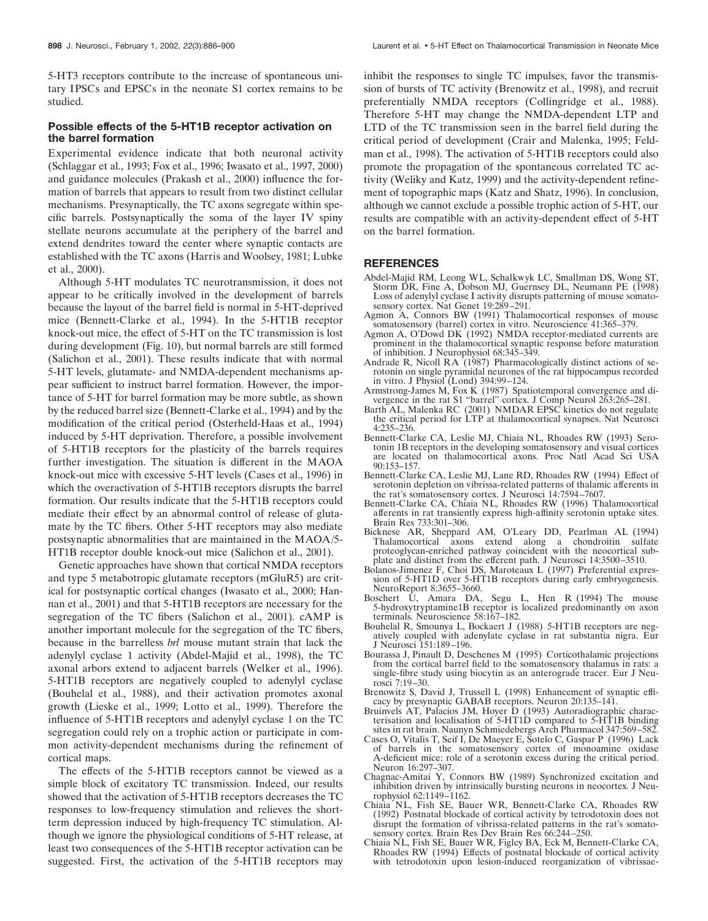5-HT3 receptors contribute to the increase of spontaneous unitary IPSCs and EPSCs in the neonate S1 cortex remains to be studied.

### Possible effects of the 5-HT1B receptor activation on the barrel formation

Experimental evidence indicate that both neuronal activity (Schlaggar et al., 1993; Fox et al., 1996; Iwasato et al., 1997, 2000) and guidance molecules (Prakash et al., 2000) influence the formation of barrels that appears to result from two distinct cellular mechanisms. Presynaptically, the TC axons segregate within specific barrels. Postsynaptically the soma of the layer IV spiny stellate neurons accumulate at the periphery of the barrel and extend dendrites toward the center where synaptic contacts are established with the TC axons (Harris and Woolsey, 1981; Lubke et al., 2000).

Although 5-HT modulates TC neurotransmission, it does not appear to be critically involved in the development of barrels because the layout of the barrel field is normal in 5-HT-deprived mice (Bennett-Clarke et al., 1994). In the 5-HT1B receptor knock-out mice, the effect of 5-HT on the TC transmission is lost during development (Fig. 10), but normal barrels are still formed (Salichon et al., 2001). These results indicate that with normal 5-HT levels, glutamate- and NMDA-dependent mechanisms appear sufficient to instruct barrel formation. However, the importance of 5-HT for barrel formation may be more subtle, as shown by the reduced barrel size (Bennett-Clarke et al., 1994) and by the modification of the critical period (Osterheld-Haas et al., 1994) induced by 5-HT deprivation. Therefore, a possible involvement of 5-HT1B receptors for the plasticity of the barrels requires further investigation. The situation is different in the MAOA knock-out mice with excessive 5-HT levels (Cases et al., 1996) in which the overactivation of 5-HT1B receptors disrupts the barrel formation. Our results indicate that the 5-HT1B receptors could mediate their effect by an abnormal control of release of glutamate by the TC fibers. Other 5-HT receptors may also mediate postsynaptic abnormalities that are maintained in the MAOA/5-HT1B receptor double knock-out mice (Salichon et al., 2001).

Genetic approaches have shown that cortical NMDA receptors and type 5 metabotropic glutamate receptors (mGluR5) are critical for postsynaptic cortical changes (Iwasato et al., 2000; Hannan et al., 2001) and that 5-HT1B receptors are necessary for the segregation of the TC fibers (Salichon et al., 2001). cAMP is another important molecule for the segregation of the TC fibers, because in the barrelless *brl* mouse mutant strain that lack the adenylyl cyclase 1 activity (Abdel-Majid et al., 1998), the TC axonal arbors extend to adjacent barrels (Welker et al., 1996). 5-HT1B receptors are negatively coupled to adenylyl cyclase (Bouhelal et al., 1988), and their activation promotes axonal growth (Lieske et al., 1999; Lotto et al., 1999). Therefore the influence of 5-HT1B receptors and adenylyl cyclase 1 on the TC segregation could rely on a trophic action or participate in common activity-dependent mechanisms during the refinement of cortical maps.

The effects of the 5-HT1B receptors cannot be viewed as a simple block of excitatory TC transmission. Indeed, our results showed that the activation of 5-HT1B receptors decreases the TC responses to low-frequency stimulation and relieves the short-term depression induced by high-frequency TC stimulation. Although we ignore the physiological conditions of 5-HT release, at least two consequences of the 5-HT1B receptor activation can be suggested. First, the activation of the 5-HT1B receptors may inhibit the responses to single TC impulses, favor the transmission of bursts of TC activity (Brenowitz et al., 1998), and recruit preferentially NMDA receptors (Collingridge et al., 1988). Therefore 5-HT may change the NMDA-dependent LTP and LTD of the TC transmission seen in the barrel field during the critical period of development (Crair and Malenka, 1995; Feldman et al., 1998). The activation of 5-HT1B receptors could also promote the propagation of the spontaneous correlated TC activity (Weliky and Katz, 1999) and the activity-dependent refinement of topographic maps (Katz and Shatz, 1996). In conclusion, although we cannot exclude a possible trophic action of 5-HT, our results are compatible with an activity-dependent effect of 5-HT on the barrel formation.

## REFERENCES

Abdel-Majid RM, Leong WL, Schalkwyk LC, Smallman DS, Wong ST, Storm DR, Fine A, Dobson MJ, Guernsey DL, Neumann PE (1998) Loss of adenylyl cyclase I activity disrupts patterning of mouse somatosensory cortex. Nat Genet 19:289–291.

Agmon A, Connors BW (1991) Thalamocortical responses of mouse somatosensory (barrel) cortex in vitro. Neuroscience 41:365–379.

Agmon A, O'Dowd DK (1992) NMDA receptor-mediated currents are prominent in the thalamocortical synaptic response before maturation of inhibition. J Neurophysiol 68:345–349.

Andrade R, Nicoll RA (1987) Pharmacologically distinct actions of serotonin on single pyramidal neurones of the rat hippocampus recorded in vitro. J Physiol (Lond) 394:99–124.

Armstrong-James M, Fox K (1987) Spatiotemporal convergence and divergence in the rat S1 "barrel" cortex. J Comp Neurol 263:265–281.

Barth AL, Malenka RC (2001) NMDAR EPSC kinetics do not regulate the critical period for LTP at thalamocortical synapses. Nat Neurosci 4:235–236.

Bennett-Clarke CA, Leslie MJ, Chiaia NL, Rhoades RW (1993) Serotonin 1B receptors in the developing somatosensory and visual cortices are located on thalamocortical axons. Proc Natl Acad Sci USA 90:153–157.

Bennett-Clarke CA, Leslie MJ, Lane RD, Rhoades RW (1994) Effect of serotonin depletion on vibrissa-related patterns of thalamic afferents in the rat's somatosensory cortex. J Neurosci 14:7594–7607.

Bennett-Clarke CA, Chiaia NL, Rhoades RW (1996) Thalamocortical afferents in rat transiently express high-affinity serotonin uptake sites. Brain Res 733:301–306.

Bicknese AR, Sheppard AM, O'Leary DD, Pearlman AL (1994) Thalamocortical axons extend along a chondroitin sulfate proteoglycan-enriched pathway coincident with the neocortical subplate and distinct from the efferent path. J Neurosci 14:3500–3510.

Bolanos-Jimenez F, Choi DS, Maroteaux L (1997) Preferential expression of 5-HT1D over 5-HT1B receptors during early embryogenesis. NeuroReport 8:3655–3660.

Boschert U, Amara DA, Segu L, Hen R (1994) The mouse 5-hydroxytryptamine1B receptor is localized predominantly on axon terminals. Neuroscience 58:167–182.

Bouhelal R, Smounya L, Bockaert J (1988) 5-HT1B receptors are negatively coupled with adenylate cyclase in rat substantia nigra. Eur J Neurosci 151:189–196.

Bourassa J, Pinault D, Deschenes M (1995) Corticothalamic projections from the cortical barrel field to the somatosensory thalamus in rats: a single-fibre study using biocytin as an anterograde tracer. Eur J Neurosci 7:19–30.

Brenowitz S, David J, Trussell L (1998) Enhancement of synaptic efficacy by presynaptic GABAB receptors. Neuron 20:135–141.

Bruinvels AT, Palacios JM, Hoyer D (1993) Autoradiographic characterisation and localisation of 5-HT1D compared to 5-HT1B binding sites in rat brain. Naunyn Schmiedebergs Arch Pharmacol 347:569–582.

Cases O, Vitalis T, Seif I, De Maeyer E, Sotelo C, Gaspar P (1996) Lack of barrels in the somatosensory cortex of monoamine oxidase A-deficient mice: role of a serotonin excess during the critical period. Neuron 16:297–307.

Chagnac-Amitai Y, Connors BW (1989) Synchronized excitation and inhibition driven by intrinsically bursting neurons in neocortex. J Neurophysiol 62:1149–1162.

Chiaia NL, Fish SE, Bauer WR, Bennett-Clarke CA, Rhoades RW (1992) Postnatal blockade of cortical activity by tetrodotoxin does not disrupt the formation of vibrissa-related patterns in the rat's somatosensory cortex. Brain Res Dev Brain Res 66:244–250.

Chiaia NL, Fish SE, Bauer WR, Figley BA, Eck M, Bennett-Clarke CA, Rhoades RW (1994) Effects of postnatal blockade of cortical activity with tetrodotoxin upon lesion-induced reorganization of vibrissae-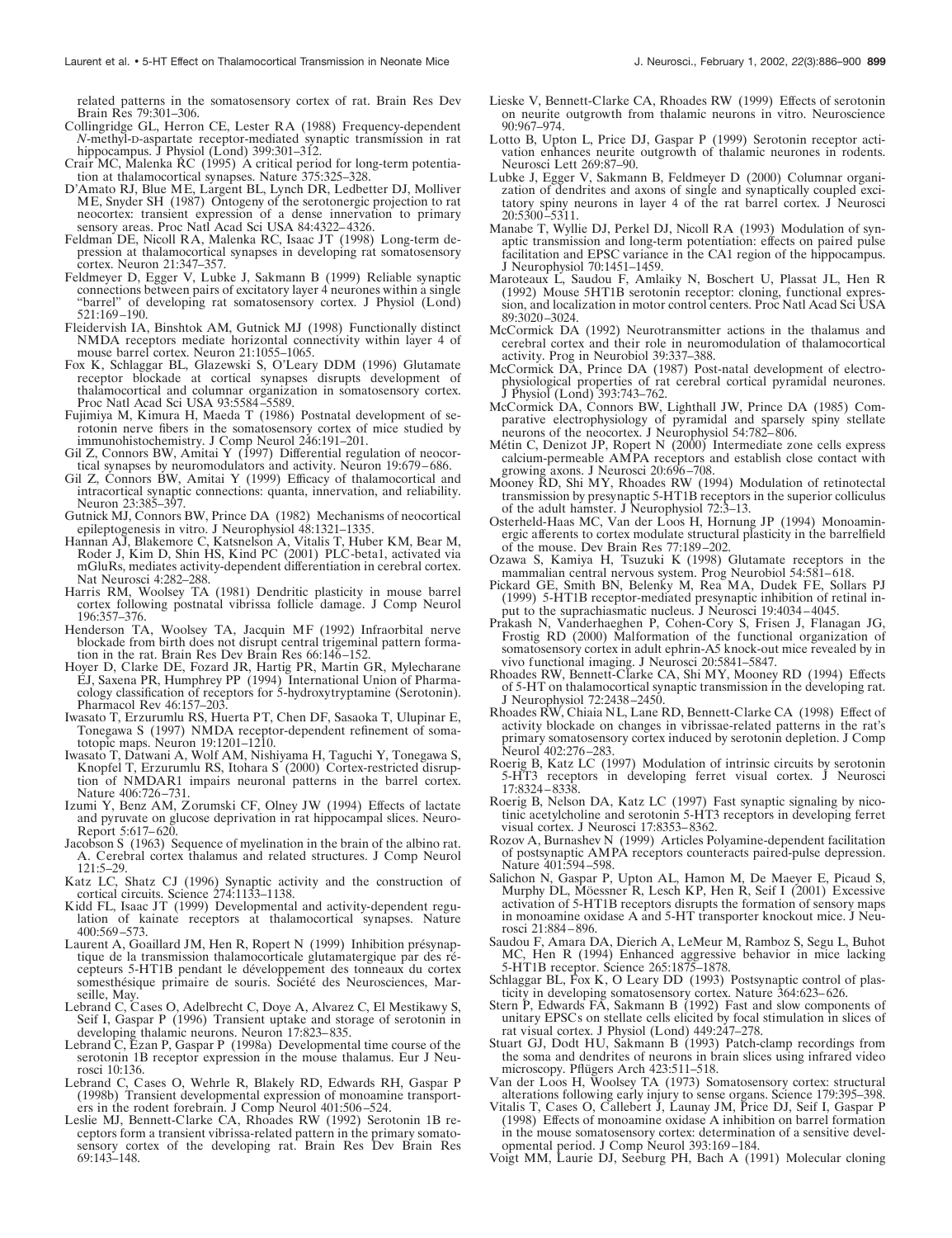related patterns in the somatosensory cortex of rat. Brain Res Dev Brain Res 79:301–306.

Collingridge GL, Herron CE, Lester RA (1988) Frequency-dependent *N*-methyl-D-aspartate receptor-mediated synaptic transmission in rat hippocampus. J Physiol (Lond) 399:301–312.

Crair MC, Malenka RC (1995) A critical period for long-term potentiation at thalamocortical synapses. Nature 375:325–328.

D'Amato RJ, Blue ME, Largent BL, Lynch DR, Ledbetter DJ, Molliver ME, Snyder SH (1987) Ontogeny of the serotonergic projection to rat neocortex: transient expression of a dense innervation to primary sensory areas. Proc Natl Acad Sci USA 84:4322–4326.

Feldman DE, Nicoll RA, Malenka RC, Isaac JT (1998) Long-term depression at thalamocortical synapses in developing rat somatosensory cortex. Neuron 21:347–357.

Feldmeyer D, Egger V, Lubke J, Sakmann B (1999) Reliable synaptic connections between pairs of excitatory layer 4 neurones within a single "barrel" of developing rat somatosensory cortex. J Physiol (Lond) 521:169–190.

Fleidervish IA, Binshtok AM, Gutnick MJ (1998) Functionally distinct NMDA receptors mediate horizontal connectivity within layer 4 of mouse barrel cortex. Neuron 21:1055–1065.

Fox K, Schlaggar BL, Glazewski S, O'Leary DDM (1996) Glutamate receptor blockade at cortical synapses disrupts development of thalamocortical and columnar organization in somatosensory cortex. Proc Natl Acad Sci USA 93:5584–5589.

Fujimiya M, Kimura H, Maeda T (1986) Postnatal development of serotonin nerve fibers in the somatosensory cortex of mice studied by immunohistochemistry. J Comp Neurol 246:191–201.

Gil Z, Connors BW, Amitai Y (1997) Differential regulation of neocortical synapses by neuromodulators and activity. Neuron 19:679–686.

Gil Z, Connors BW, Amitai Y (1999) Efficacy of thalamocortical and intracortical synaptic connections: quanta, innervation, and reliability. Neuron 23:385–397.

Gutnick MJ, Connors BW, Prince DA (1982) Mechanisms of neocortical epileptogenesis in vitro. J Neurophysiol 48:1321–1335.

Hannan AJ, Blakemore C, Katsnelson A, Vitalis T, Huber KM, Bear M, Roder J, Kim D, Shin HS, Kind PC (2001) PLC-beta1, activated via mGluRs, mediates activity-dependent differentiation in cerebral cortex. Nat Neurosci 4:282–288.

Harris RM, Woolsey TA (1981) Dendritic plasticity in mouse barrel cortex following postnatal vibrissa follicle damage. J Comp Neurol 196:357–376.

Henderson TA, Woolsey TA, Jacquin MF (1992) Infraorbital nerve blockade from birth does not disrupt central trigeminal pattern formation in the rat. Brain Res Dev Brain Res 66:146–152.

Hoyer D, Clarke DE, Fozard JR, Hartig PR, Martin GR, Mylecharane EJ, Saxena PR, Humphrey PP (1994) International Union of Pharmacology classification of receptors for 5-hydroxytryptamine (Serotonin). Pharmacol Rev 46:157–203.

Iwasato T, Erzurumlu RS, Huerta PT, Chen DF, Sasaoka T, Ulupinar E, Tonegawa S (1997) NMDA receptor-dependent refinement of somatotopic maps. Neuron 19:1201–1210.

Iwasato T, Datwani A, Wolf AM, Nishiyama H, Taguchi Y, Tonegawa S, Knopfel T, Erzurumlu RS, Itohara S (2000) Cortex-restricted disruption of NMDAR1 impairs neuronal patterns in the barrel cortex. Nature 406:726–731.

Izumi Y, Benz AM, Zorumski CF, Olney JW (1994) Effects of lactate and pyruvate on glucose deprivation in rat hippocampal slices. NeuroReport 5:617–620.

Jacobson S (1963) Sequence of myelination in the brain of the albino rat. A. Cerebral cortex thalamus and related structures. J Comp Neurol 121:5–29.

Katz LC, Shatz CJ (1996) Synaptic activity and the construction of cortical circuits. Science 274:1133–1138.

Kidd FL, Isaac JT (1999) Developmental and activity-dependent regulation of kainate receptors at thalamocortical synapses. Nature 400:569–573.

Laurent A, Goaillard JM, Hen R, Ropert N (1999) Inhibition présynaptique de la transmission thalamocorticale glutamatergique par des récepteurs 5-HT1B pendant le développement des tonneaux du cortex somesthésique primaire de souris. Société des Neurosciences, Marseille, May.

Lebrand C, Cases O, Adelbrecht C, Doye A, Alvarez C, El Mestikawy S, Seif I, Gaspar P (1996) Transient uptake and storage of serotonin in developing thalamic neurons. Neuron 17:823–835.

Lebrand C, Ezan P, Gaspar P (1998a) Developmental time course of the serotonin 1B receptor expression in the mouse thalamus. Eur J Neurosci 10:136.

Lebrand C, Cases O, Wehrle R, Blakely RD, Edwards RH, Gaspar P (1998b) Transient developmental expression of monoamine transporters in the rodent forebrain. J Comp Neurol 401:506–524.

Leslie MJ, Bennett-Clarke CA, Rhoades RW (1992) Serotonin 1B receptors form a transient vibrissa-related pattern in the primary somatosensory cortex of the developing rat. Brain Res Dev Brain Res 69:143–148.

Lieske V, Bennett-Clarke CA, Rhoades RW (1999) Effects of serotonin on neurite outgrowth from thalamic neurons in vitro. Neuroscience 90:967–974.

Lotto B, Upton L, Price DJ, Gaspar P (1999) Serotonin receptor activation enhances neurite outgrowth of thalamic neurones in rodents. Neurosci Lett 269:87–90.

Lubke J, Egger V, Sakmann B, Feldmeyer D (2000) Columnar organization of dendrites and axons of single and synaptically coupled excitatory spiny neurons in layer 4 of the rat barrel cortex. J Neurosci 20:5300–5311.

Manabe T, Wyllie DJ, Perkel DJ, Nicoll RA (1993) Modulation of synaptic transmission and long-term potentiation: effects on paired pulse facilitation and EPSC variance in the CA1 region of the hippocampus. J Neurophysiol 70:1451–1459.

Maroteaux L, Saudou F, Amlaiky N, Boschert U, Plassat JL, Hen R (1992) Mouse 5HT1B serotonin receptor: cloning, functional expression, and localization in motor control centers. Proc Natl Acad Sci USA 89:3020–3024.

McCormick DA (1992) Neurotransmitter actions in the thalamus and cerebral cortex and their role in neuromodulation of thalamocortical activity. Prog in Neurobiol 39:337–388.

McCormick DA, Prince DA (1987) Post-natal development of electrophysiological properties of rat cerebral cortical pyramidal neurones. J Physiol (Lond) 393:743–762.

McCormick DA, Connors BW, Lighthall JW, Prince DA (1985) Comparative electrophysiology of pyramidal and sparsely spiny stellate neurons of the neocortex. J Neurophysiol 54:782–806.

Métin C, Denizot JP, Ropert N (2000) Intermediate zone cells express calcium-permeable AMPA receptors and establish close contact with growing axons. J Neurosci 20:696–708.

Mooney RD, Shi MY, Rhoades RW (1994) Modulation of retinotectal transmission by presynaptic 5-HT1B receptors in the superior colliculus of the adult hamster. J Neurophysiol 72:3–13.

Osterheld-Haas MC, Van der Loos H, Hornung JP (1994) Monoaminergic afferents to cortex modulate structural plasticity in the barrelfield of the mouse. Dev Brain Res 77:189–202.

Ozawa S, Kamiya H, Tsuzuki K (1998) Glutamate receptors in the mammalian central nervous system. Prog Neurobiol 54:581–618.

Pickard GE, Smith BN, Belenky M, Rea MA, Dudek FE, Sollars PJ (1999) 5-HT1B receptor-mediated presynaptic inhibition of retinal input to the suprachiasmatic nucleus. J Neurosci 19:4034–4045.

Prakash N, Vanderhaeghen P, Cohen-Cory S, Frisen J, Flanagan JG, Frostig RD (2000) Malformation of the functional organization of somatosensory cortex in adult ephrin-A5 knock-out mice revealed by in vivo functional imaging. J Neurosci 20:5841–5847.

Rhoades RW, Bennett-Clarke CA, Shi MY, Mooney RD (1994) Effects of 5-HT on thalamocortical synaptic transmission in the developing rat. J Neurophysiol 72:2438–2450.

Rhoades RW, Chiaia NL, Lane RD, Bennett-Clarke CA (1998) Effect of activity blockade on changes in vibrissae-related patterns in the rat's primary somatosensory cortex induced by serotonin depletion. J Comp Neurol 402:276–283.

Roerig B, Katz LC (1997) Modulation of intrinsic circuits by serotonin 5-HT3 receptors in developing ferret visual cortex. J Neurosci 17:8324–8338.

Roerig B, Nelson DA, Katz LC (1997) Fast synaptic signaling by nicotinic acetylcholine and serotonin 5-HT3 receptors in developing ferret visual cortex. J Neurosci 17:8353–8362.

Rozov A, Burnashev N (1999) Articles Polyamine-dependent facilitation of postsynaptic AMPA receptors counteracts paired-pulse depression. Nature 401:594–598.

Salichon N, Gaspar P, Upton AL, Hamon M, De Maeyer E, Picaud S, Murphy DL, Möessner R, Lesch KP, Hen R, Seif I (2001) Excessive activation of 5-HT1B receptors disrupts the formation of sensory maps in monoamine oxidase A and 5-HT transporter knockout mice. J Neurosci 21:884–896.

Saudou F, Amara DA, Dierich A, LeMeur M, Ramboz S, Segu L, Buhot MC, Hen R (1994) Enhanced aggressive behavior in mice lacking 5-HT1B receptor. Science 265:1875–1878.

Schlaggar BL, Fox K, O Leary DD (1993) Postsynaptic control of plasticity in developing somatosensory cortex. Nature 364:623–626.

Stern P, Edwards FA, Sakmann B (1992) Fast and slow components of unitary EPSCs on stellate cells elicited by focal stimulation in slices of rat visual cortex. J Physiol (Lond) 449:247–278.

Stuart GJ, Dodt HU, Sakmann B (1993) Patch-clamp recordings from the soma and dendrites of neurons in brain slices using infrared video microscopy. Pflügers Arch 423:511–518.

Van der Loos H, Woolsey TA (1973) Somatosensory cortex: structural alterations following early injury to sense organs. Science 179:395–398.

Vitalis T, Cases O, Callebert J, Launay JM, Price DJ, Seif I, Gaspar P (1998) Effects of monoamine oxidase A inhibition on barrel formation in the mouse somatosensory cortex: determination of a sensitive developmental period. J Comp Neurol 393:169–184.

Voigt MM, Laurie DJ, Seeburg PH, Bach A (1991) Molecular cloning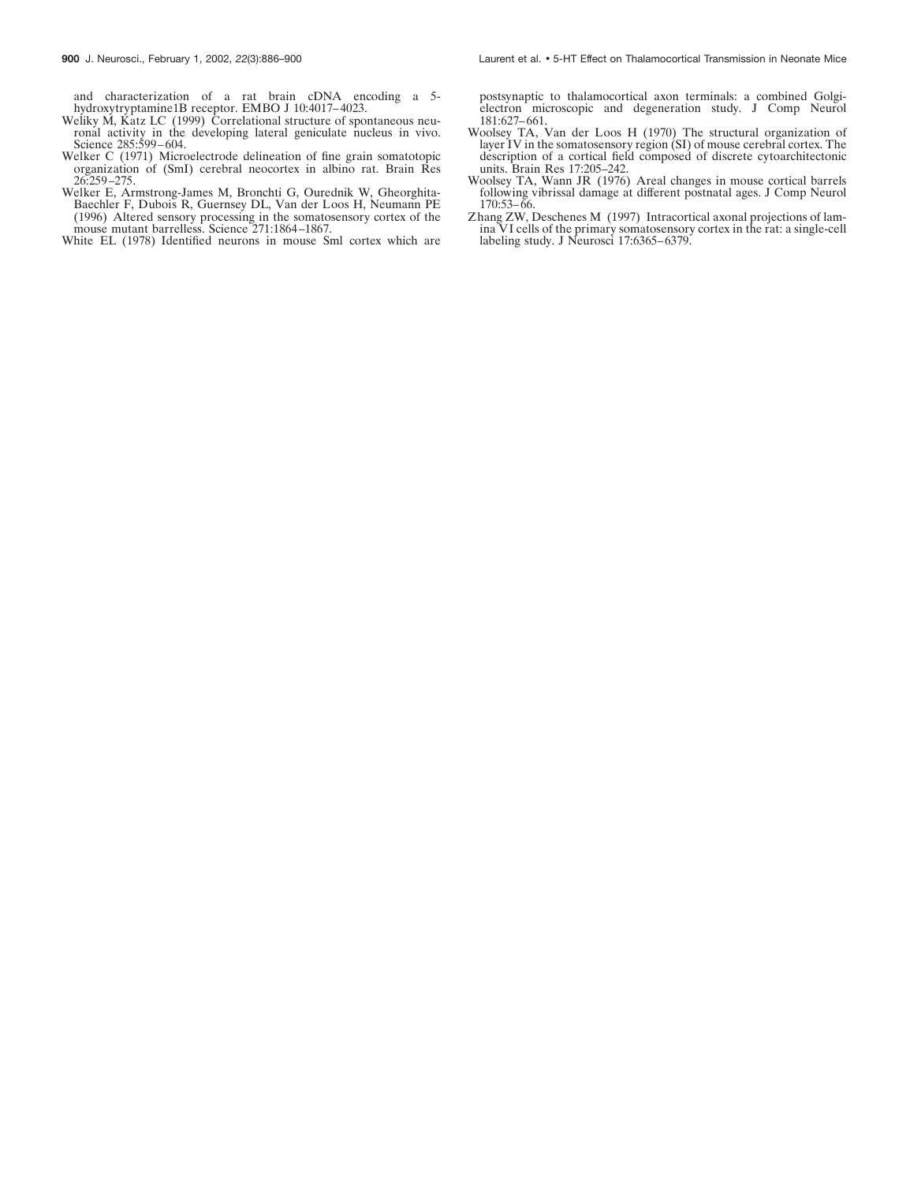and characterization of a rat brain cDNA encoding a 5-hydroxytryptamine1B receptor. EMBO J 10:4017–4023.

Weliky M, Katz LC (1999) Correlational structure of spontaneous neuronal activity in the developing lateral geniculate nucleus in vivo. Science 285:599–604.

Welker C (1971) Microelectrode delineation of fine grain somatotopic organization of (SmI) cerebral neocortex in albino rat. Brain Res 26:259–275.

Welker E, Armstrong-James M, Bronchti G, Ourednik W, Gheorghita-Baechler F, Dubois R, Guernsey DL, Van der Loos H, Neumann PE (1996) Altered sensory processing in the somatosensory cortex of the mouse mutant barrelless. Science 271:1864–1867.

White EL (1978) Identified neurons in mouse SmI cortex which are postsynaptic to thalamocortical axon terminals: a combined Golgi-electron microscopic and degeneration study. J Comp Neurol 181:627–661.

Woolsey TA, Van der Loos H (1970) The structural organization of layer IV in the somatosensory region (SI) of mouse cerebral cortex. The description of a cortical field composed of discrete cytoarchitectonic units. Brain Res 17:205–242.

Woolsey TA, Wann JR (1976) Areal changes in mouse cortical barrels following vibrissal damage at different postnatal ages. J Comp Neurol 170:53–66.

Zhang ZW, Deschenes M (1997) Intracortical axonal projections of lamina VI cells of the primary somatosensory cortex in the rat: a single-cell labeling study. J Neurosci 17:6365–6379.